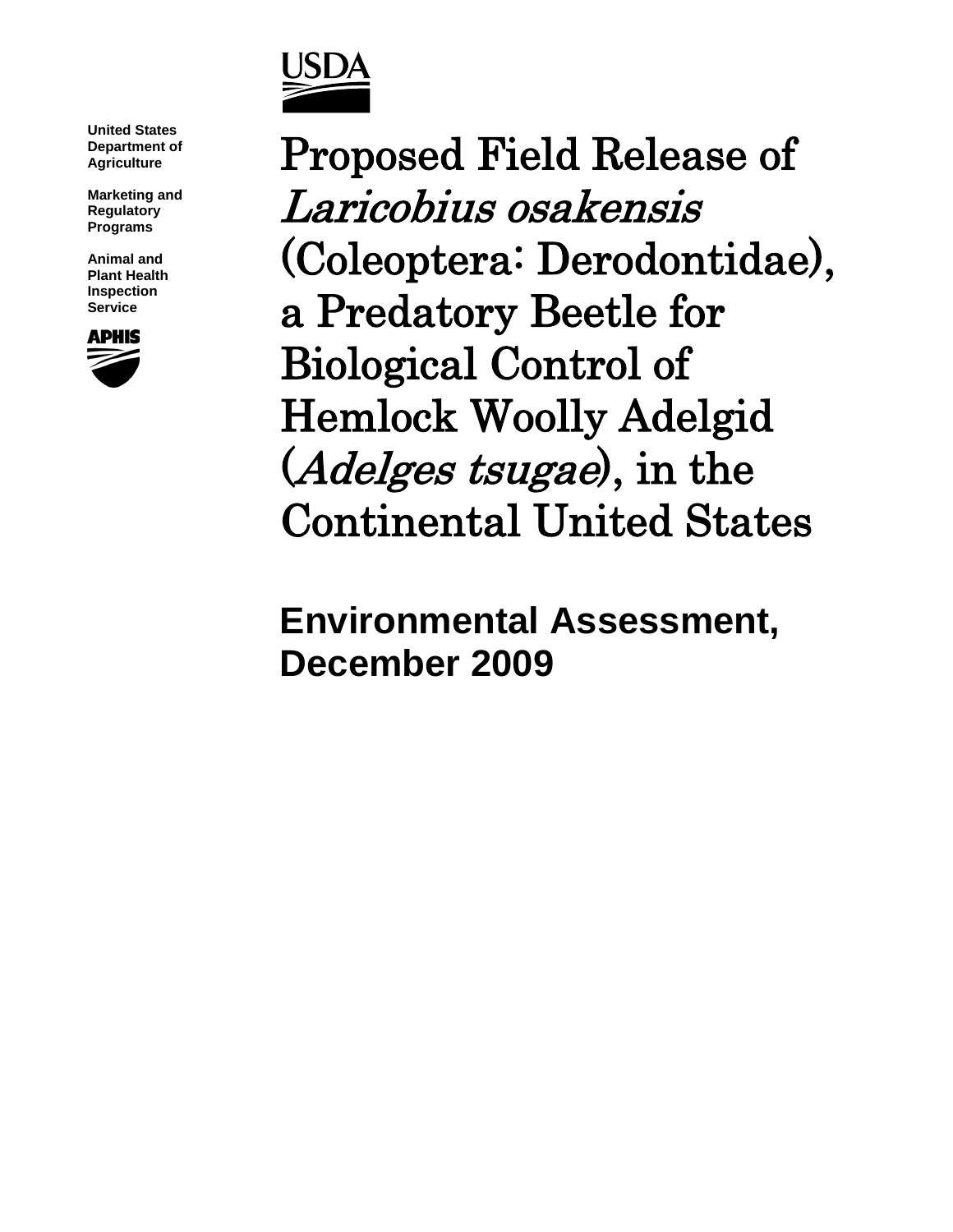USDA

United States Department of Agriculture

Marketing and Regulatory Programs

Animal and Plant Health Inspection Service

APHIS

# Proposed Field Release of *Laricobius osakensis* (Coleoptera: Derodontidae), a Predatory Beetle for Biological Control of Hemlock Woolly Adelgid (*Adelges tsugae*), in the Continental United States

## Environmental Assessment, December 2009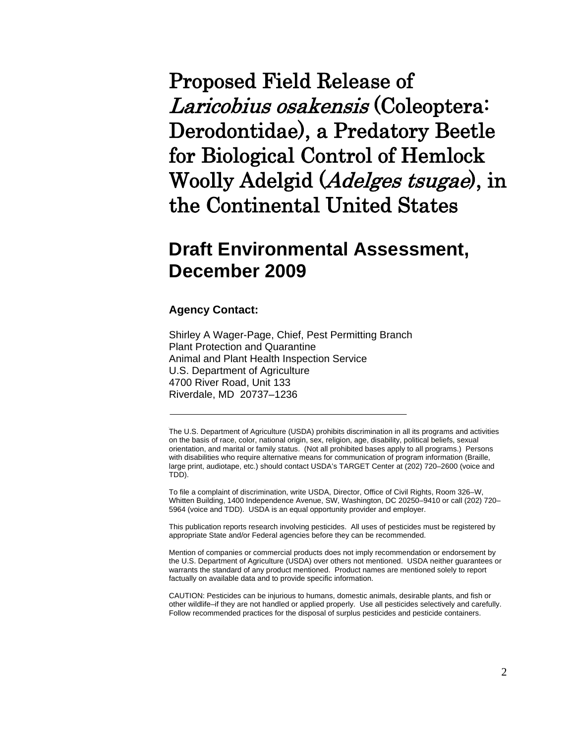# Proposed Field Release of *Laricobius osakensis* (Coleoptera: Derodontidae), a Predatory Beetle for Biological Control of Hemlock Woolly Adelgid (*Adelges tsugae*), in the Continental United States

## Draft Environmental Assessment, December 2009

**Agency Contact:**

Shirley A Wager-Page, Chief, Pest Permitting Branch
Plant Protection and Quarantine
Animal and Plant Health Inspection Service
U.S. Department of Agriculture
4700 River Road, Unit 133
Riverdale, MD 20737–1236

---

The U.S. Department of Agriculture (USDA) prohibits discrimination in all its programs and activities on the basis of race, color, national origin, sex, religion, age, disability, political beliefs, sexual orientation, and marital or family status. (Not all prohibited bases apply to all programs.) Persons with disabilities who require alternative means for communication of program information (Braille, large print, audiotape, etc.) should contact USDA's TARGET Center at (202) 720–2600 (voice and TDD).

To file a complaint of discrimination, write USDA, Director, Office of Civil Rights, Room 326–W, Whitten Building, 1400 Independence Avenue, SW, Washington, DC 20250–9410 or call (202) 720–5964 (voice and TDD). USDA is an equal opportunity provider and employer.

This publication reports research involving pesticides. All uses of pesticides must be registered by appropriate State and/or Federal agencies before they can be recommended.

Mention of companies or commercial products does not imply recommendation or endorsement by the U.S. Department of Agriculture (USDA) over others not mentioned. USDA neither guarantees or warrants the standard of any product mentioned. Product names are mentioned solely to report factually on available data and to provide specific information.

CAUTION: Pesticides can be injurious to humans, domestic animals, desirable plants, and fish or other wildlife–if they are not handled or applied properly. Use all pesticides selectively and carefully. Follow recommended practices for the disposal of surplus pesticides and pesticide containers.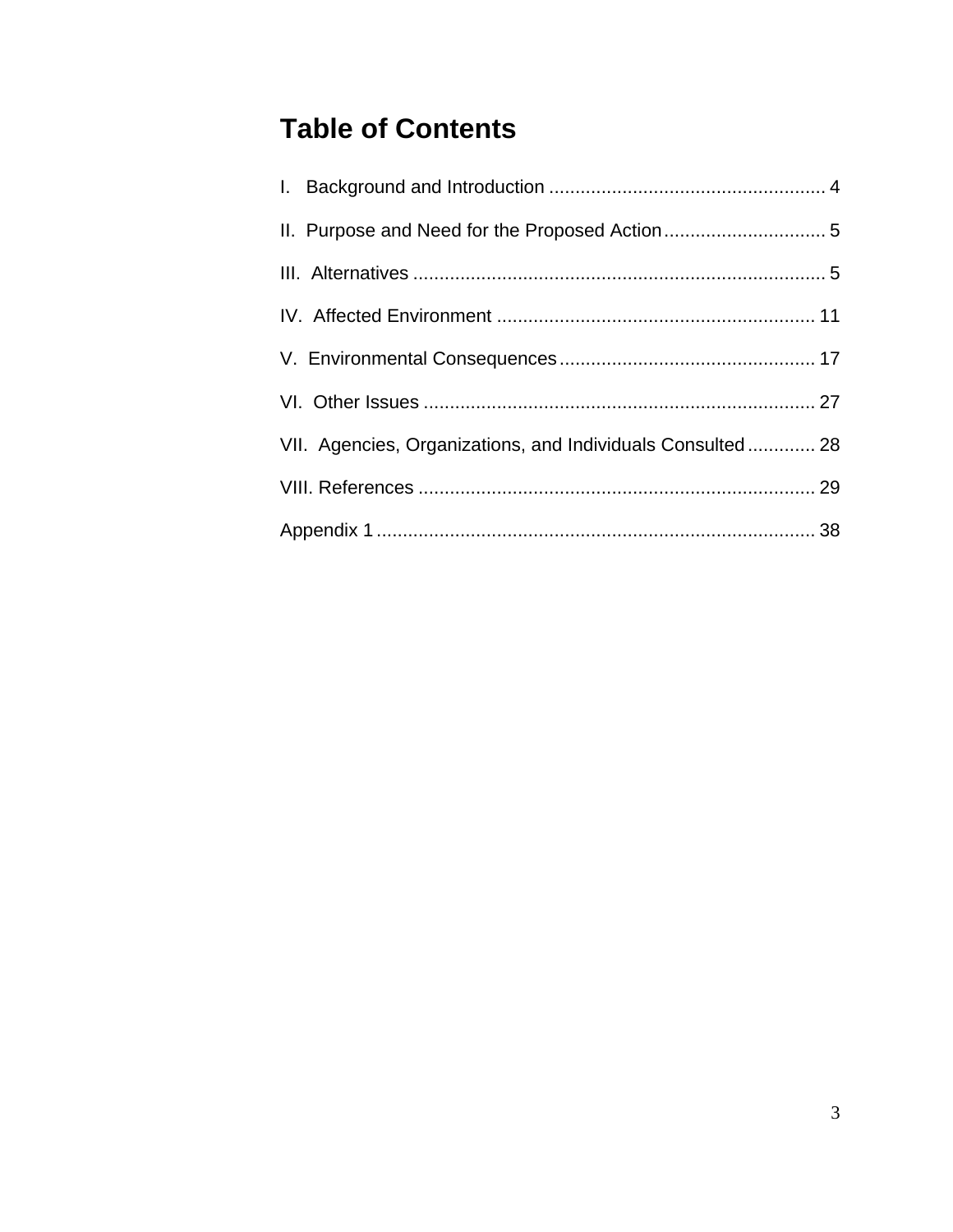# Table of Contents

I. Background and Introduction ..................................................... 4

II. Purpose and Need for the Proposed Action ............................... 5

III. Alternatives ............................................................................... 5

IV. Affected Environment ............................................................ 11

V. Environmental Consequences ................................................. 17

VI. Other Issues ........................................................................... 27

VII. Agencies, Organizations, and Individuals Consulted ............. 28

VIII. References ............................................................................ 29

Appendix 1 .................................................................................... 38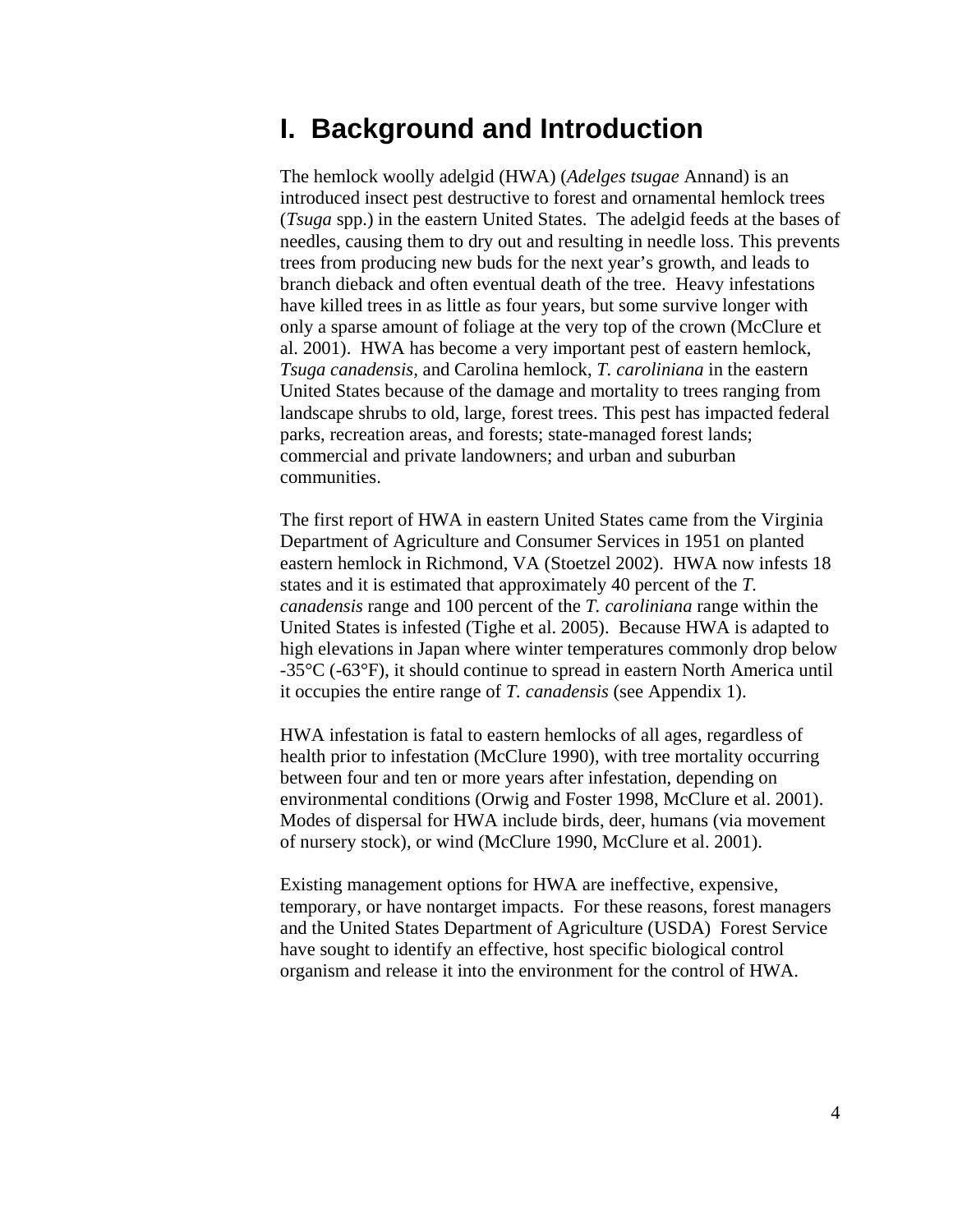# I. Background and Introduction

The hemlock woolly adelgid (HWA) (*Adelges tsugae* Annand) is an introduced insect pest destructive to forest and ornamental hemlock trees (*Tsuga* spp.) in the eastern United States. The adelgid feeds at the bases of needles, causing them to dry out and resulting in needle loss. This prevents trees from producing new buds for the next year's growth, and leads to branch dieback and often eventual death of the tree. Heavy infestations have killed trees in as little as four years, but some survive longer with only a sparse amount of foliage at the very top of the crown (McClure et al. 2001). HWA has become a very important pest of eastern hemlock, *Tsuga canadensis*, and Carolina hemlock, *T. caroliniana* in the eastern United States because of the damage and mortality to trees ranging from landscape shrubs to old, large, forest trees. This pest has impacted federal parks, recreation areas, and forests; state-managed forest lands; commercial and private landowners; and urban and suburban communities.

The first report of HWA in eastern United States came from the Virginia Department of Agriculture and Consumer Services in 1951 on planted eastern hemlock in Richmond, VA (Stoetzel 2002). HWA now infests 18 states and it is estimated that approximately 40 percent of the *T. canadensis* range and 100 percent of the *T. caroliniana* range within the United States is infested (Tighe et al. 2005). Because HWA is adapted to high elevations in Japan where winter temperatures commonly drop below -35°C (-63°F), it should continue to spread in eastern North America until it occupies the entire range of *T. canadensis* (see Appendix 1).

HWA infestation is fatal to eastern hemlocks of all ages, regardless of health prior to infestation (McClure 1990), with tree mortality occurring between four and ten or more years after infestation, depending on environmental conditions (Orwig and Foster 1998, McClure et al. 2001). Modes of dispersal for HWA include birds, deer, humans (via movement of nursery stock), or wind (McClure 1990, McClure et al. 2001).

Existing management options for HWA are ineffective, expensive, temporary, or have nontarget impacts. For these reasons, forest managers and the United States Department of Agriculture (USDA) Forest Service have sought to identify an effective, host specific biological control organism and release it into the environment for the control of HWA.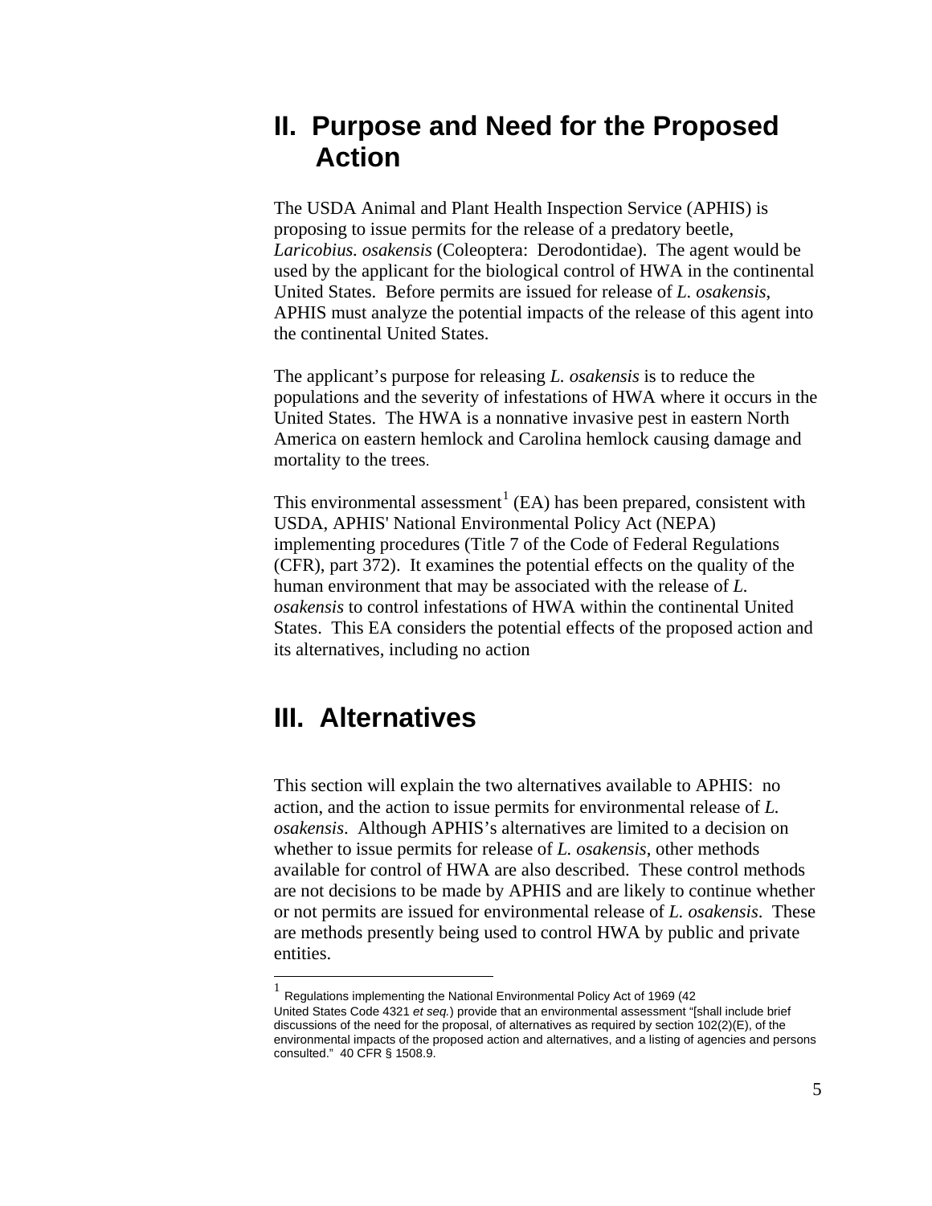# II. Purpose and Need for the Proposed Action

The USDA Animal and Plant Health Inspection Service (APHIS) is proposing to issue permits for the release of a predatory beetle, *Laricobius. osakensis* (Coleoptera: Derodontidae). The agent would be used by the applicant for the biological control of HWA in the continental United States. Before permits are issued for release of *L. osakensis*, APHIS must analyze the potential impacts of the release of this agent into the continental United States.

The applicant's purpose for releasing *L. osakensis* is to reduce the populations and the severity of infestations of HWA where it occurs in the United States. The HWA is a nonnative invasive pest in eastern North America on eastern hemlock and Carolina hemlock causing damage and mortality to the trees.

This environmental assessment[1] (EA) has been prepared, consistent with USDA, APHIS' National Environmental Policy Act (NEPA) implementing procedures (Title 7 of the Code of Federal Regulations (CFR), part 372). It examines the potential effects on the quality of the human environment that may be associated with the release of *L. osakensis* to control infestations of HWA within the continental United States. This EA considers the potential effects of the proposed action and its alternatives, including no action

# III. Alternatives

This section will explain the two alternatives available to APHIS: no action, and the action to issue permits for environmental release of *L. osakensis*. Although APHIS's alternatives are limited to a decision on whether to issue permits for release of *L. osakensis*, other methods available for control of HWA are also described. These control methods are not decisions to be made by APHIS and are likely to continue whether or not permits are issued for environmental release of *L. osakensis*. These are methods presently being used to control HWA by public and private entities.

---

[1] Regulations implementing the National Environmental Policy Act of 1969 (42 United States Code 4321 *et seq.*) provide that an environmental assessment "[shall include brief discussions of the need for the proposal, of alternatives as required by section 102(2)(E), of the environmental impacts of the proposed action and alternatives, and a listing of agencies and persons consulted." 40 CFR § 1508.9.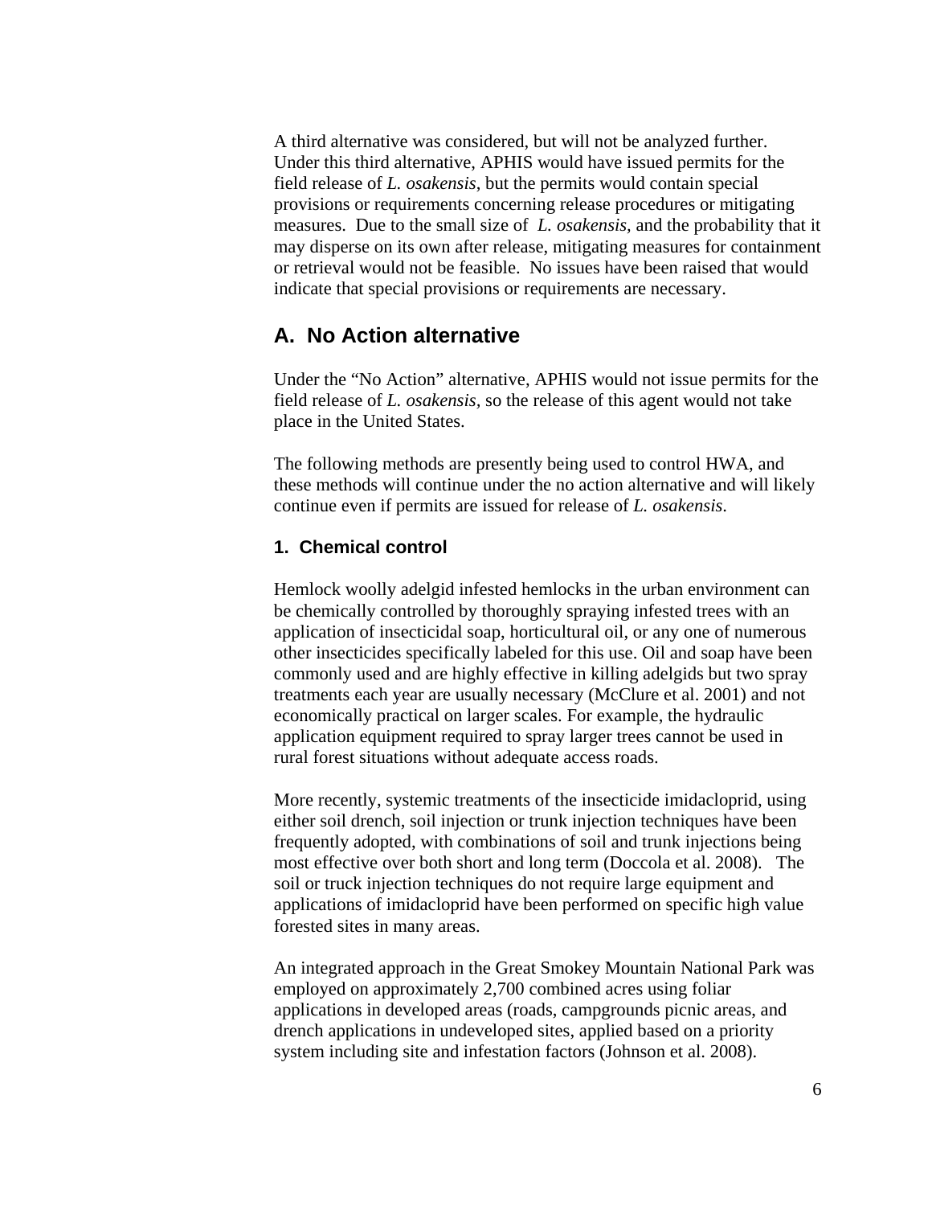A third alternative was considered, but will not be analyzed further. Under this third alternative, APHIS would have issued permits for the field release of *L. osakensis*, but the permits would contain special provisions or requirements concerning release procedures or mitigating measures. Due to the small size of *L. osakensis,* and the probability that it may disperse on its own after release, mitigating measures for containment or retrieval would not be feasible. No issues have been raised that would indicate that special provisions or requirements are necessary.

## A. No Action alternative

Under the "No Action" alternative, APHIS would not issue permits for the field release of *L. osakensis*, so the release of this agent would not take place in the United States.

The following methods are presently being used to control HWA, and these methods will continue under the no action alternative and will likely continue even if permits are issued for release of *L. osakensis*.

### 1. Chemical control

Hemlock woolly adelgid infested hemlocks in the urban environment can be chemically controlled by thoroughly spraying infested trees with an application of insecticidal soap, horticultural oil, or any one of numerous other insecticides specifically labeled for this use. Oil and soap have been commonly used and are highly effective in killing adelgids but two spray treatments each year are usually necessary (McClure et al. 2001) and not economically practical on larger scales. For example, the hydraulic application equipment required to spray larger trees cannot be used in rural forest situations without adequate access roads.

More recently, systemic treatments of the insecticide imidacloprid, using either soil drench, soil injection or trunk injection techniques have been frequently adopted, with combinations of soil and trunk injections being most effective over both short and long term (Doccola et al. 2008). The soil or truck injection techniques do not require large equipment and applications of imidacloprid have been performed on specific high value forested sites in many areas.

An integrated approach in the Great Smokey Mountain National Park was employed on approximately 2,700 combined acres using foliar applications in developed areas (roads, campgrounds picnic areas, and drench applications in undeveloped sites, applied based on a priority system including site and infestation factors (Johnson et al. 2008).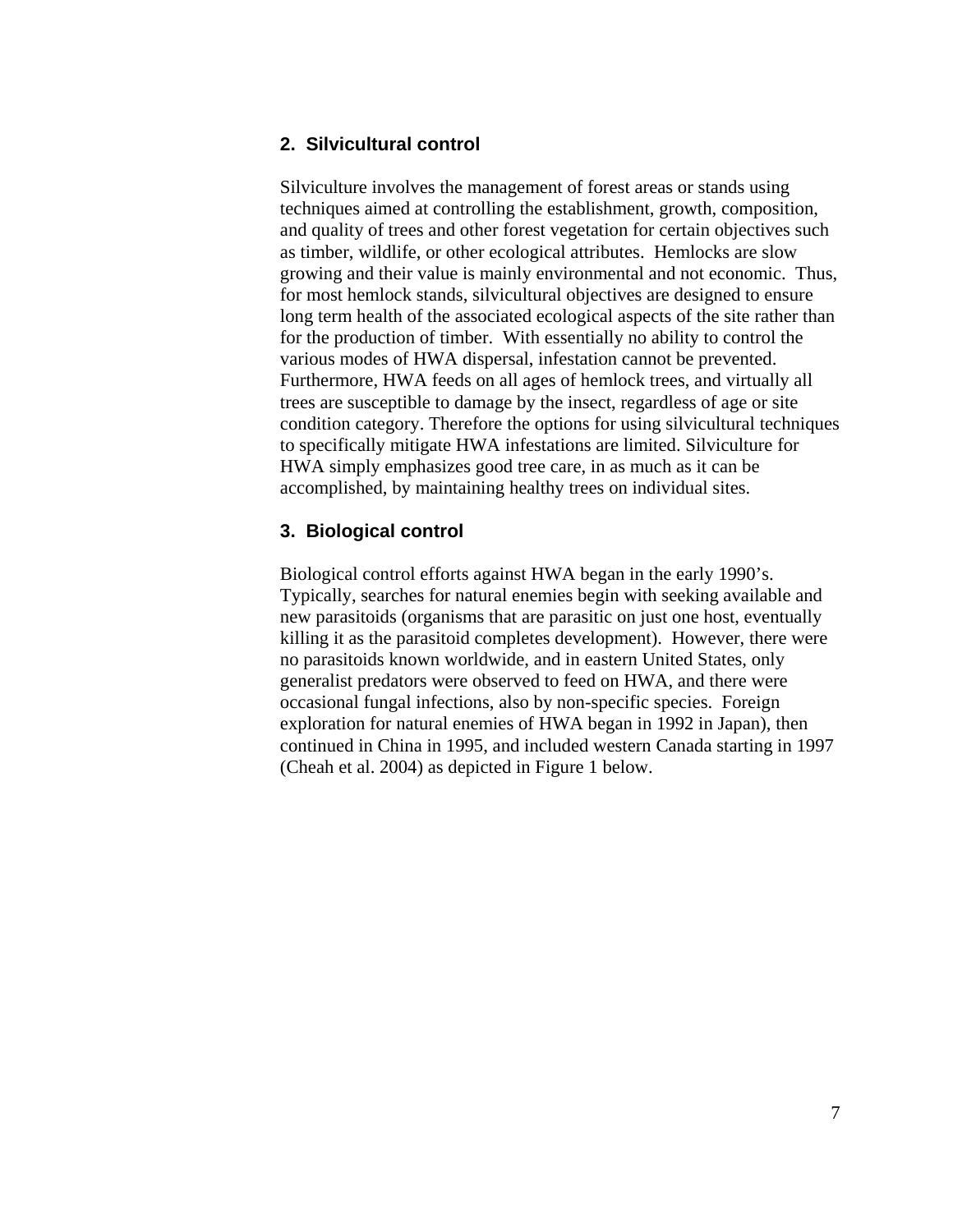## 2. Silvicultural control

Silviculture involves the management of forest areas or stands using techniques aimed at controlling the establishment, growth, composition, and quality of trees and other forest vegetation for certain objectives such as timber, wildlife, or other ecological attributes. Hemlocks are slow growing and their value is mainly environmental and not economic. Thus, for most hemlock stands, silvicultural objectives are designed to ensure long term health of the associated ecological aspects of the site rather than for the production of timber. With essentially no ability to control the various modes of HWA dispersal, infestation cannot be prevented. Furthermore, HWA feeds on all ages of hemlock trees, and virtually all trees are susceptible to damage by the insect, regardless of age or site condition category. Therefore the options for using silvicultural techniques to specifically mitigate HWA infestations are limited. Silviculture for HWA simply emphasizes good tree care, in as much as it can be accomplished, by maintaining healthy trees on individual sites.

## 3. Biological control

Biological control efforts against HWA began in the early 1990's. Typically, searches for natural enemies begin with seeking available and new parasitoids (organisms that are parasitic on just one host, eventually killing it as the parasitoid completes development). However, there were no parasitoids known worldwide, and in eastern United States, only generalist predators were observed to feed on HWA, and there were occasional fungal infections, also by non-specific species. Foreign exploration for natural enemies of HWA began in 1992 in Japan), then continued in China in 1995, and included western Canada starting in 1997 (Cheah et al. 2004) as depicted in Figure 1 below.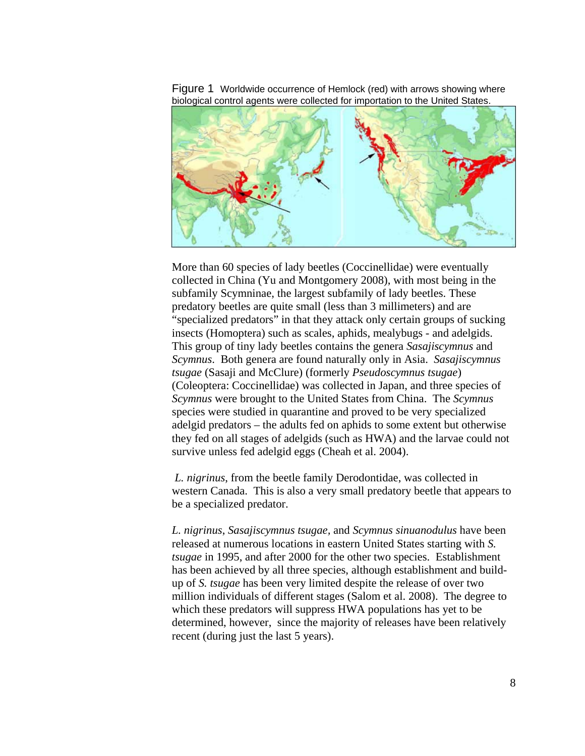Figure 1 Worldwide occurrence of Hemlock (red) with arrows showing where biological control agents were collected for importation to the United States.

More than 60 species of lady beetles (Coccinellidae) were eventually collected in China (Yu and Montgomery 2008), with most being in the subfamily Scymninae, the largest subfamily of lady beetles. These predatory beetles are quite small (less than 3 millimeters) and are "specialized predators" in that they attack only certain groups of sucking insects (Homoptera) such as scales, aphids, mealybugs - and adelgids. This group of tiny lady beetles contains the genera *Sasajiscymnus* and *Scymnus*. Both genera are found naturally only in Asia. *Sasajiscymnus tsugae* (Sasaji and McClure) (formerly *Pseudoscymnus tsugae*) (Coleoptera: Coccinellidae) was collected in Japan, and three species of *Scymnus* were brought to the United States from China. The *Scymnus* species were studied in quarantine and proved to be very specialized adelgid predators – the adults fed on aphids to some extent but otherwise they fed on all stages of adelgids (such as HWA) and the larvae could not survive unless fed adelgid eggs (Cheah et al. 2004).

*L. nigrinus*, from the beetle family Derodontidae, was collected in western Canada. This is also a very small predatory beetle that appears to be a specialized predator.

*L. nigrinus*, *Sasajiscymnus tsugae*, and *Scymnus sinuanodulus* have been released at numerous locations in eastern United States starting with *S. tsugae* in 1995, and after 2000 for the other two species. Establishment has been achieved by all three species, although establishment and build-up of *S. tsugae* has been very limited despite the release of over two million individuals of different stages (Salom et al. 2008). The degree to which these predators will suppress HWA populations has yet to be determined, however, since the majority of releases have been relatively recent (during just the last 5 years).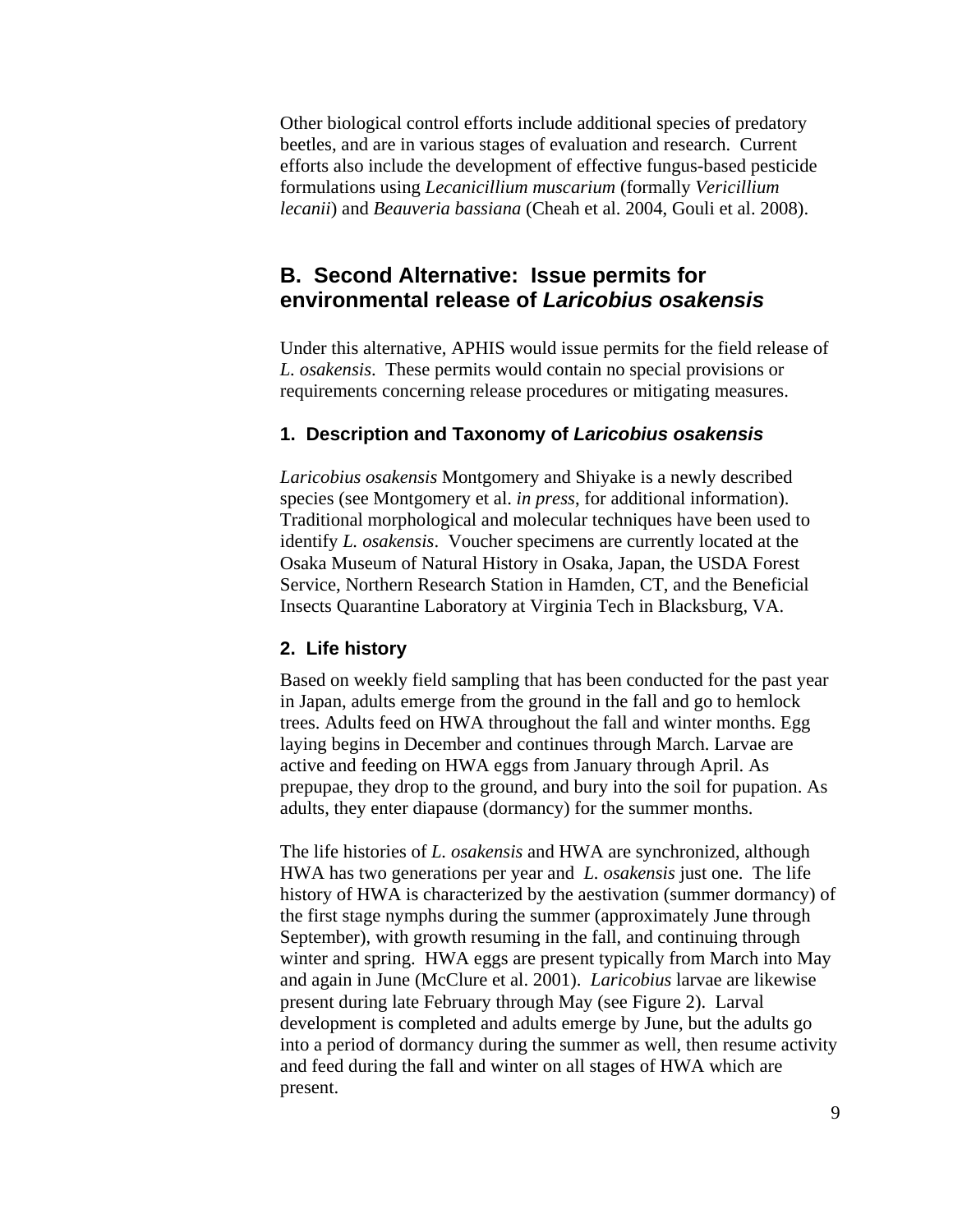Other biological control efforts include additional species of predatory beetles, and are in various stages of evaluation and research. Current efforts also include the development of effective fungus-based pesticide formulations using *Lecanicillium muscarium* (formally *Vericillium lecanii*) and *Beauveria bassiana* (Cheah et al. 2004, Gouli et al. 2008).

## B. Second Alternative: Issue permits for environmental release of *Laricobius osakensis*

Under this alternative, APHIS would issue permits for the field release of *L. osakensis*. These permits would contain no special provisions or requirements concerning release procedures or mitigating measures.

### 1. Description and Taxonomy of *Laricobius osakensis*

*Laricobius osakensis* Montgomery and Shiyake is a newly described species (see Montgomery et al. *in press*, for additional information). Traditional morphological and molecular techniques have been used to identify *L. osakensis*. Voucher specimens are currently located at the Osaka Museum of Natural History in Osaka, Japan, the USDA Forest Service, Northern Research Station in Hamden, CT, and the Beneficial Insects Quarantine Laboratory at Virginia Tech in Blacksburg, VA.

### 2. Life history

Based on weekly field sampling that has been conducted for the past year in Japan, adults emerge from the ground in the fall and go to hemlock trees. Adults feed on HWA throughout the fall and winter months. Egg laying begins in December and continues through March. Larvae are active and feeding on HWA eggs from January through April. As prepupae, they drop to the ground, and bury into the soil for pupation. As adults, they enter diapause (dormancy) for the summer months.

The life histories of *L. osakensis* and HWA are synchronized, although HWA has two generations per year and *L. osakensis* just one. The life history of HWA is characterized by the aestivation (summer dormancy) of the first stage nymphs during the summer (approximately June through September), with growth resuming in the fall, and continuing through winter and spring. HWA eggs are present typically from March into May and again in June (McClure et al. 2001). *Laricobius* larvae are likewise present during late February through May (see Figure 2). Larval development is completed and adults emerge by June, but the adults go into a period of dormancy during the summer as well, then resume activity and feed during the fall and winter on all stages of HWA which are present.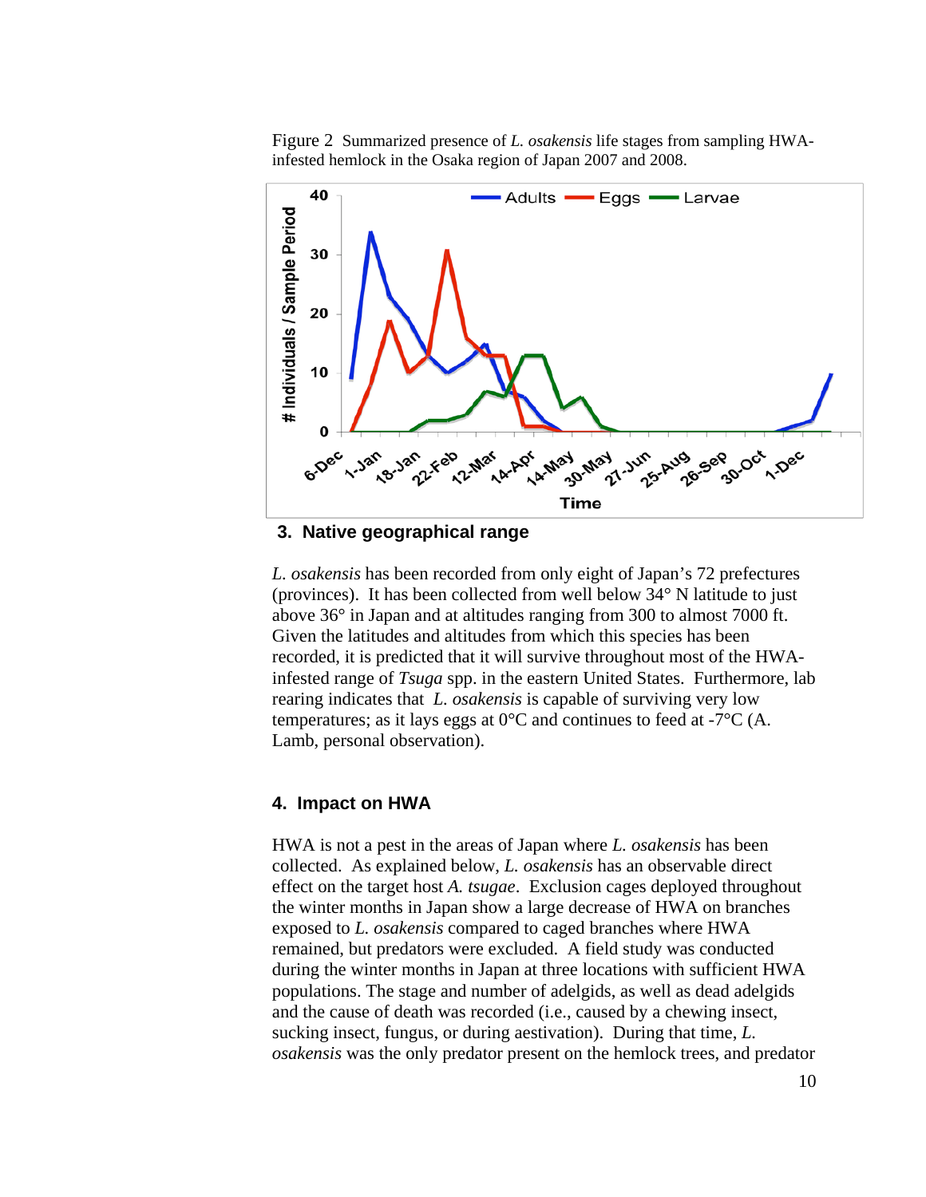Figure 2 Summarized presence of *L. osakensis* life stages from sampling HWA-infested hemlock in the Osaka region of Japan 2007 and 2008.

## 3. Native geographical range

*L. osakensis* has been recorded from only eight of Japan's 72 prefectures (provinces). It has been collected from well below 34° N latitude to just above 36° in Japan and at altitudes ranging from 300 to almost 7000 ft. Given the latitudes and altitudes from which this species has been recorded, it is predicted that it will survive throughout most of the HWA-infested range of *Tsuga* spp. in the eastern United States. Furthermore, lab rearing indicates that *L. osakensis* is capable of surviving very low temperatures; as it lays eggs at 0°C and continues to feed at -7°C (A. Lamb, personal observation).

## 4. Impact on HWA

HWA is not a pest in the areas of Japan where *L. osakensis* has been collected. As explained below, *L. osakensis* has an observable direct effect on the target host *A. tsugae*. Exclusion cages deployed throughout the winter months in Japan show a large decrease of HWA on branches exposed to *L. osakensis* compared to caged branches where HWA remained, but predators were excluded. A field study was conducted during the winter months in Japan at three locations with sufficient HWA populations. The stage and number of adelgids, as well as dead adelgids and the cause of death was recorded (i.e., caused by a chewing insect, sucking insect, fungus, or during aestivation). During that time, *L. osakensis* was the only predator present on the hemlock trees, and predator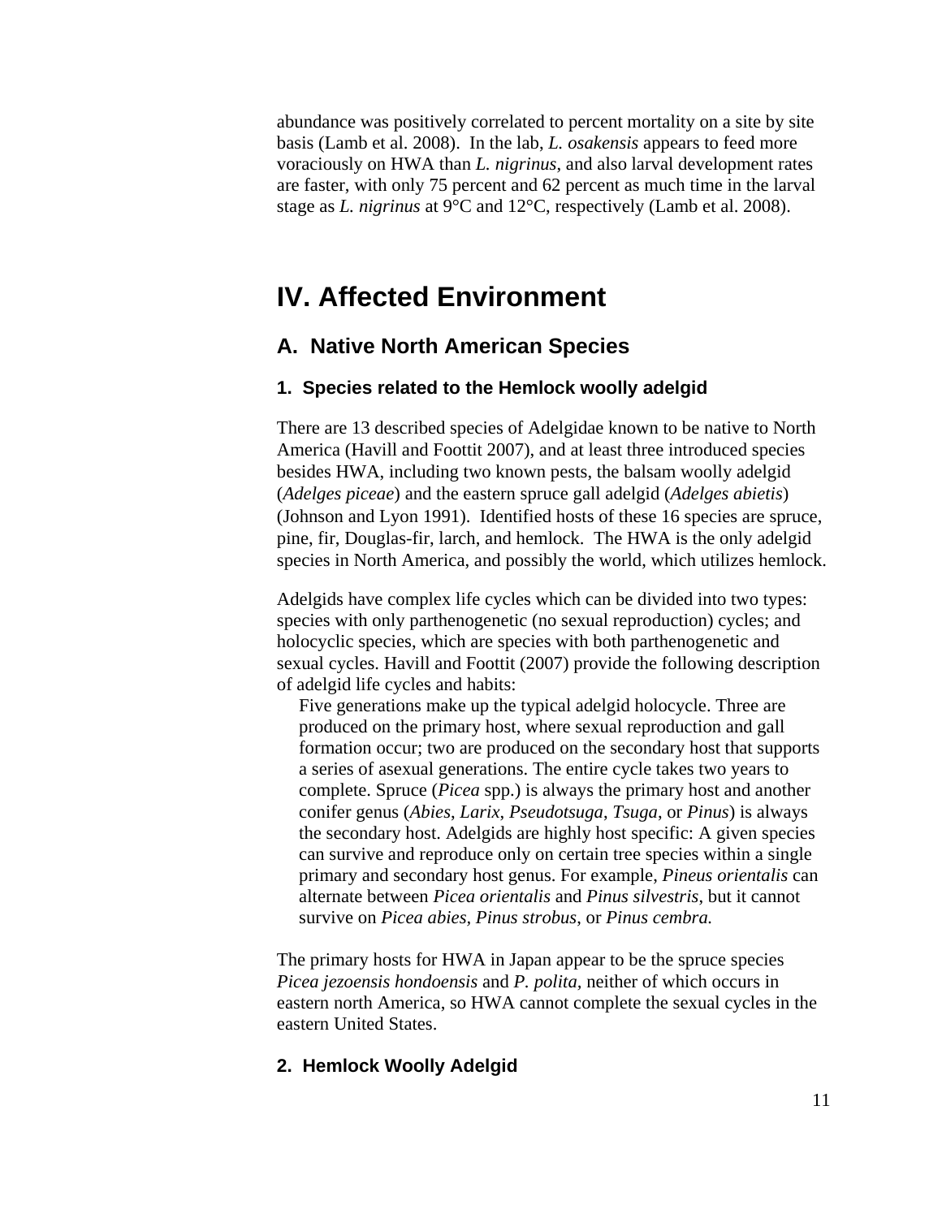abundance was positively correlated to percent mortality on a site by site basis (Lamb et al. 2008). In the lab, *L. osakensis* appears to feed more voraciously on HWA than *L. nigrinus*, and also larval development rates are faster, with only 75 percent and 62 percent as much time in the larval stage as *L. nigrinus* at 9°C and 12°C, respectively (Lamb et al. 2008).

# IV. Affected Environment

## A. Native North American Species

### 1. Species related to the Hemlock woolly adelgid

There are 13 described species of Adelgidae known to be native to North America (Havill and Foottit 2007), and at least three introduced species besides HWA, including two known pests, the balsam woolly adelgid (*Adelges piceae*) and the eastern spruce gall adelgid (*Adelges abietis*) (Johnson and Lyon 1991). Identified hosts of these 16 species are spruce, pine, fir, Douglas-fir, larch, and hemlock. The HWA is the only adelgid species in North America, and possibly the world, which utilizes hemlock.

Adelgids have complex life cycles which can be divided into two types: species with only parthenogenetic (no sexual reproduction) cycles; and holocyclic species, which are species with both parthenogenetic and sexual cycles. Havill and Foottit (2007) provide the following description of adelgid life cycles and habits:

> Five generations make up the typical adelgid holocycle. Three are produced on the primary host, where sexual reproduction and gall formation occur; two are produced on the secondary host that supports a series of asexual generations. The entire cycle takes two years to complete. Spruce (*Picea* spp.) is always the primary host and another conifer genus (*Abies*, *Larix*, *Pseudotsuga*, *Tsuga*, or *Pinus*) is always the secondary host. Adelgids are highly host specific: A given species can survive and reproduce only on certain tree species within a single primary and secondary host genus. For example, *Pineus orientalis* can alternate between *Picea orientalis* and *Pinus silvestris*, but it cannot survive on *Picea abies*, *Pinus strobus*, or *Pinus cembra.*

The primary hosts for HWA in Japan appear to be the spruce species *Picea jezoensis hondoensis* and *P. polita,* neither of which occurs in eastern north America, so HWA cannot complete the sexual cycles in the eastern United States.

### 2. Hemlock Woolly Adelgid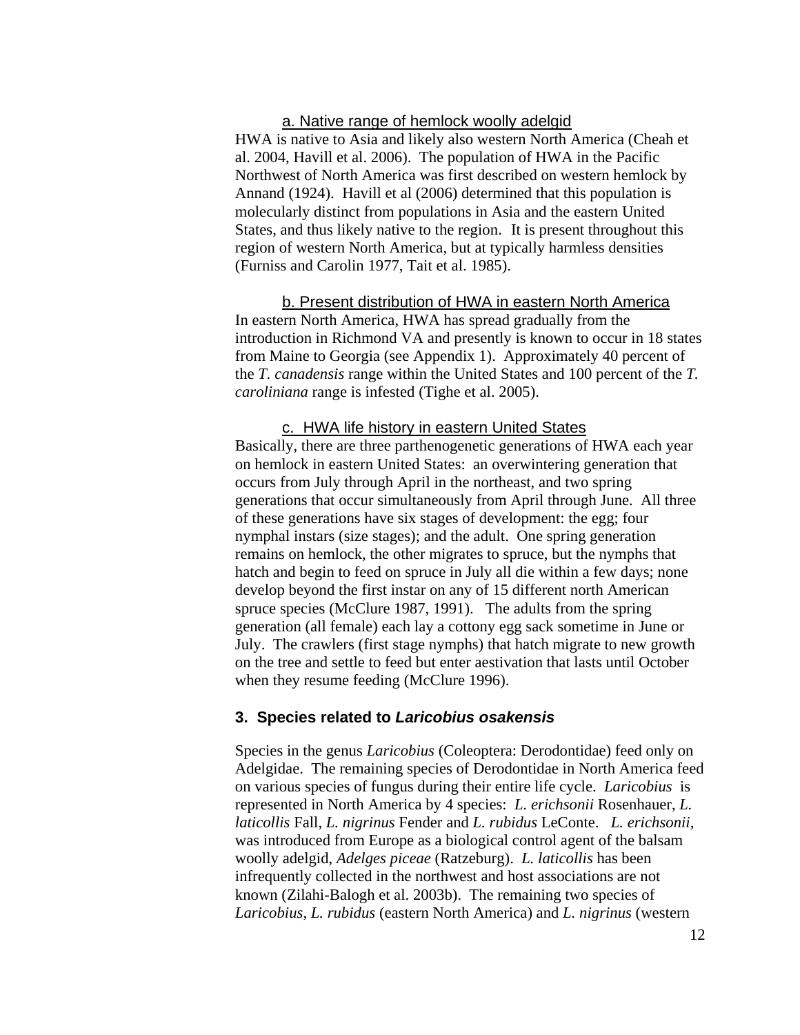#### a. Native range of hemlock woolly adelgid

HWA is native to Asia and likely also western North America (Cheah et al. 2004, Havill et al. 2006). The population of HWA in the Pacific Northwest of North America was first described on western hemlock by Annand (1924). Havill et al (2006) determined that this population is molecularly distinct from populations in Asia and the eastern United States, and thus likely native to the region. It is present throughout this region of western North America, but at typically harmless densities (Furniss and Carolin 1977, Tait et al. 1985).

#### b. Present distribution of HWA in eastern North America

In eastern North America, HWA has spread gradually from the introduction in Richmond VA and presently is known to occur in 18 states from Maine to Georgia (see Appendix 1). Approximately 40 percent of the *T. canadensis* range within the United States and 100 percent of the *T. caroliniana* range is infested (Tighe et al. 2005).

#### c. HWA life history in eastern United States

Basically, there are three parthenogenetic generations of HWA each year on hemlock in eastern United States: an overwintering generation that occurs from July through April in the northeast, and two spring generations that occur simultaneously from April through June. All three of these generations have six stages of development: the egg; four nymphal instars (size stages); and the adult. One spring generation remains on hemlock, the other migrates to spruce, but the nymphs that hatch and begin to feed on spruce in July all die within a few days; none develop beyond the first instar on any of 15 different north American spruce species (McClure 1987, 1991). The adults from the spring generation (all female) each lay a cottony egg sack sometime in June or July. The crawlers (first stage nymphs) that hatch migrate to new growth on the tree and settle to feed but enter aestivation that lasts until October when they resume feeding (McClure 1996).

### 3. Species related to *Laricobius osakensis*

Species in the genus *Laricobius* (Coleoptera: Derodontidae) feed only on Adelgidae. The remaining species of Derodontidae in North America feed on various species of fungus during their entire life cycle. *Laricobius* is represented in North America by 4 species: *L. erichsonii* Rosenhauer, *L. laticollis* Fall, *L. nigrinus* Fender and *L. rubidus* LeConte. *L. erichsonii*, was introduced from Europe as a biological control agent of the balsam woolly adelgid, *Adelges piceae* (Ratzeburg). *L. laticollis* has been infrequently collected in the northwest and host associations are not known (Zilahi-Balogh et al. 2003b). The remaining two species of *Laricobius, L. rubidus* (eastern North America) and *L. nigrinus* (western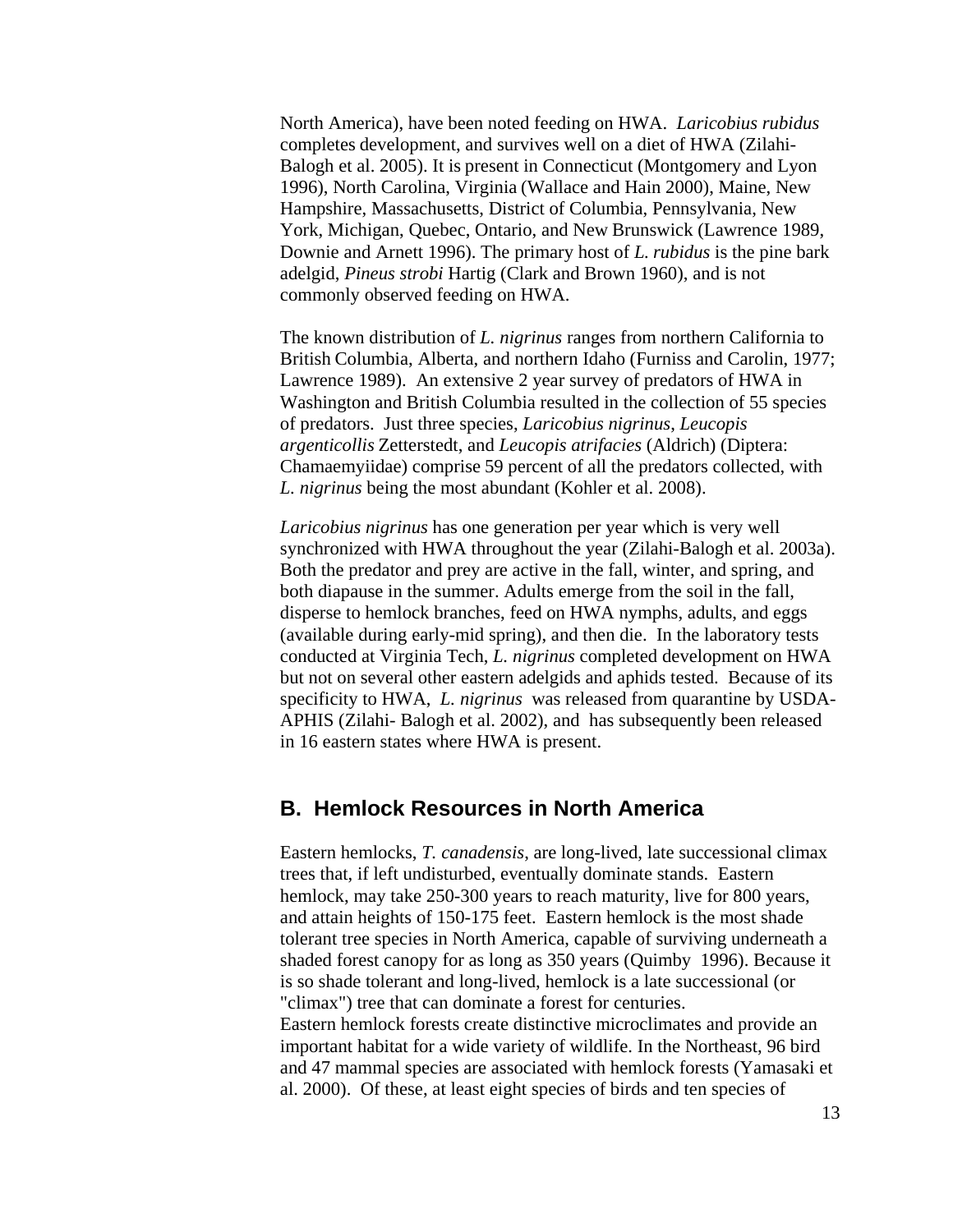North America), have been noted feeding on HWA. *Laricobius rubidus* completes development, and survives well on a diet of HWA (Zilahi-Balogh et al. 2005). It is present in Connecticut (Montgomery and Lyon 1996), North Carolina, Virginia (Wallace and Hain 2000), Maine, New Hampshire, Massachusetts, District of Columbia, Pennsylvania, New York, Michigan, Quebec, Ontario, and New Brunswick (Lawrence 1989, Downie and Arnett 1996). The primary host of *L. rubidus* is the pine bark adelgid, *Pineus strobi* Hartig (Clark and Brown 1960), and is not commonly observed feeding on HWA.

The known distribution of *L. nigrinus* ranges from northern California to British Columbia, Alberta, and northern Idaho (Furniss and Carolin, 1977; Lawrence 1989). An extensive 2 year survey of predators of HWA in Washington and British Columbia resulted in the collection of 55 species of predators. Just three species, *Laricobius nigrinus*, *Leucopis argenticollis* Zetterstedt, and *Leucopis atrifacies* (Aldrich) (Diptera: Chamaemyiidae) comprise 59 percent of all the predators collected, with *L. nigrinus* being the most abundant (Kohler et al. 2008).

*Laricobius nigrinus* has one generation per year which is very well synchronized with HWA throughout the year (Zilahi-Balogh et al. 2003a). Both the predator and prey are active in the fall, winter, and spring, and both diapause in the summer. Adults emerge from the soil in the fall, disperse to hemlock branches, feed on HWA nymphs, adults, and eggs (available during early-mid spring), and then die. In the laboratory tests conducted at Virginia Tech, *L. nigrinus* completed development on HWA but not on several other eastern adelgids and aphids tested. Because of its specificity to HWA, *L. nigrinus* was released from quarantine by USDA-APHIS (Zilahi- Balogh et al. 2002), and has subsequently been released in 16 eastern states where HWA is present.

## B. Hemlock Resources in North America

Eastern hemlocks, *T. canadensis*, are long-lived, late successional climax trees that, if left undisturbed, eventually dominate stands. Eastern hemlock, may take 250-300 years to reach maturity, live for 800 years, and attain heights of 150-175 feet. Eastern hemlock is the most shade tolerant tree species in North America, capable of surviving underneath a shaded forest canopy for as long as 350 years (Quimby 1996). Because it is so shade tolerant and long-lived, hemlock is a late successional (or "climax") tree that can dominate a forest for centuries.
Eastern hemlock forests create distinctive microclimates and provide an important habitat for a wide variety of wildlife. In the Northeast, 96 bird and 47 mammal species are associated with hemlock forests (Yamasaki et al. 2000). Of these, at least eight species of birds and ten species of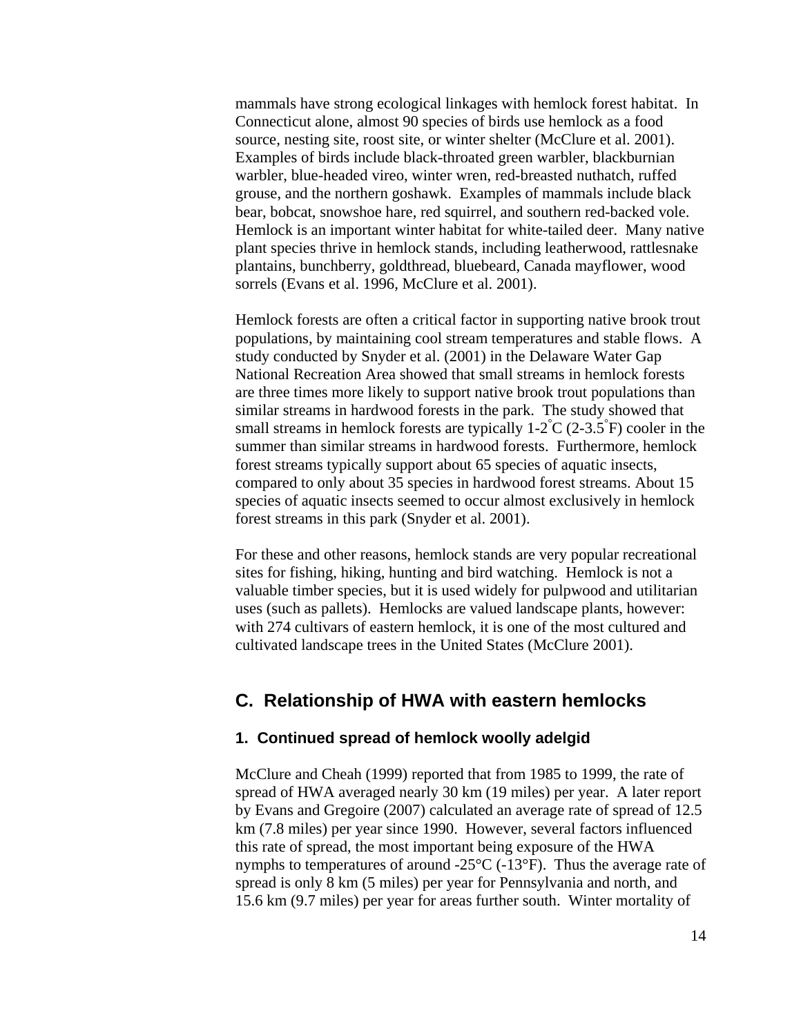mammals have strong ecological linkages with hemlock forest habitat. In Connecticut alone, almost 90 species of birds use hemlock as a food source, nesting site, roost site, or winter shelter (McClure et al. 2001). Examples of birds include black-throated green warbler, blackburnian warbler, blue-headed vireo, winter wren, red-breasted nuthatch, ruffed grouse, and the northern goshawk. Examples of mammals include black bear, bobcat, snowshoe hare, red squirrel, and southern red-backed vole. Hemlock is an important winter habitat for white-tailed deer. Many native plant species thrive in hemlock stands, including leatherwood, rattlesnake plantains, bunchberry, goldthread, bluebeard, Canada mayflower, wood sorrels (Evans et al. 1996, McClure et al. 2001).

Hemlock forests are often a critical factor in supporting native brook trout populations, by maintaining cool stream temperatures and stable flows. A study conducted by Snyder et al. (2001) in the Delaware Water Gap National Recreation Area showed that small streams in hemlock forests are three times more likely to support native brook trout populations than similar streams in hardwood forests in the park. The study showed that small streams in hemlock forests are typically 1-2°C (2-3.5°F) cooler in the summer than similar streams in hardwood forests. Furthermore, hemlock forest streams typically support about 65 species of aquatic insects, compared to only about 35 species in hardwood forest streams. About 15 species of aquatic insects seemed to occur almost exclusively in hemlock forest streams in this park (Snyder et al. 2001).

For these and other reasons, hemlock stands are very popular recreational sites for fishing, hiking, hunting and bird watching. Hemlock is not a valuable timber species, but it is used widely for pulpwood and utilitarian uses (such as pallets). Hemlocks are valued landscape plants, however: with 274 cultivars of eastern hemlock, it is one of the most cultured and cultivated landscape trees in the United States (McClure 2001).

## C. Relationship of HWA with eastern hemlocks

### 1. Continued spread of hemlock woolly adelgid

McClure and Cheah (1999) reported that from 1985 to 1999, the rate of spread of HWA averaged nearly 30 km (19 miles) per year. A later report by Evans and Gregoire (2007) calculated an average rate of spread of 12.5 km (7.8 miles) per year since 1990. However, several factors influenced this rate of spread, the most important being exposure of the HWA nymphs to temperatures of around -25°C (-13°F). Thus the average rate of spread is only 8 km (5 miles) per year for Pennsylvania and north, and 15.6 km (9.7 miles) per year for areas further south. Winter mortality of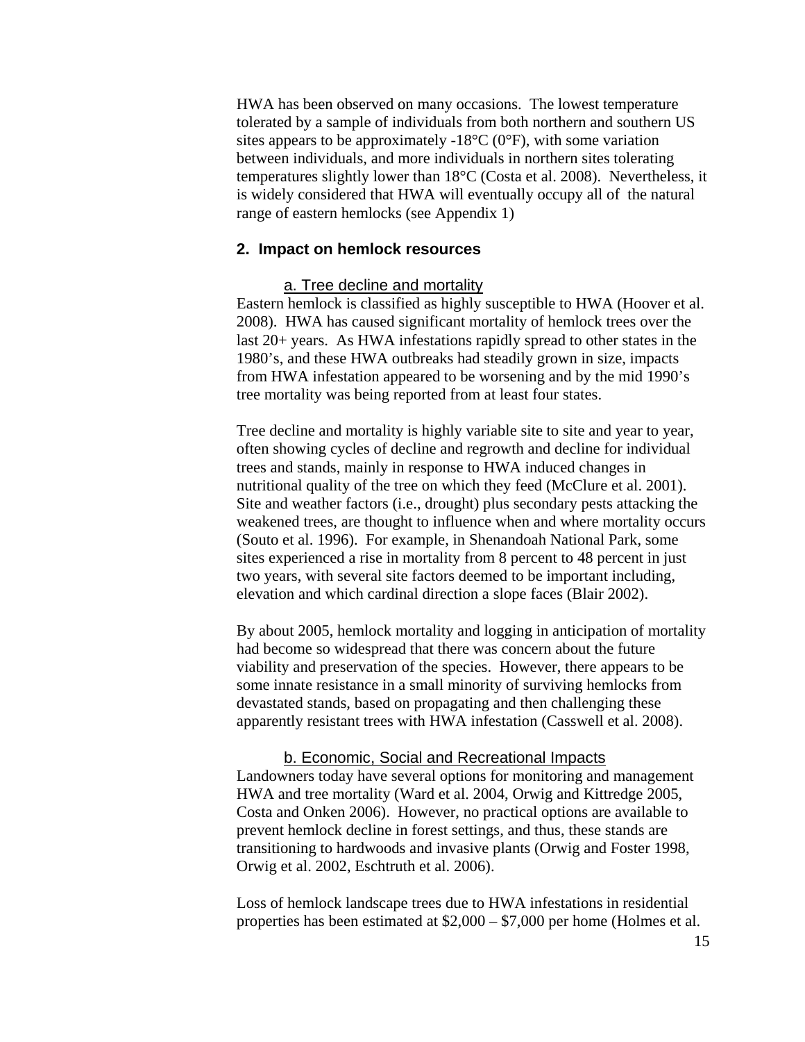HWA has been observed on many occasions. The lowest temperature tolerated by a sample of individuals from both northern and southern US sites appears to be approximately -18°C (0°F), with some variation between individuals, and more individuals in northern sites tolerating temperatures slightly lower than 18°C (Costa et al. 2008). Nevertheless, it is widely considered that HWA will eventually occupy all of the natural range of eastern hemlocks (see Appendix 1)

## 2. Impact on hemlock resources

### a. Tree decline and mortality

Eastern hemlock is classified as highly susceptible to HWA (Hoover et al. 2008). HWA has caused significant mortality of hemlock trees over the last 20+ years. As HWA infestations rapidly spread to other states in the 1980's, and these HWA outbreaks had steadily grown in size, impacts from HWA infestation appeared to be worsening and by the mid 1990's tree mortality was being reported from at least four states.

Tree decline and mortality is highly variable site to site and year to year, often showing cycles of decline and regrowth and decline for individual trees and stands, mainly in response to HWA induced changes in nutritional quality of the tree on which they feed (McClure et al. 2001). Site and weather factors (i.e., drought) plus secondary pests attacking the weakened trees, are thought to influence when and where mortality occurs (Souto et al. 1996). For example, in Shenandoah National Park, some sites experienced a rise in mortality from 8 percent to 48 percent in just two years, with several site factors deemed to be important including, elevation and which cardinal direction a slope faces (Blair 2002).

By about 2005, hemlock mortality and logging in anticipation of mortality had become so widespread that there was concern about the future viability and preservation of the species. However, there appears to be some innate resistance in a small minority of surviving hemlocks from devastated stands, based on propagating and then challenging these apparently resistant trees with HWA infestation (Casswell et al. 2008).

### b. Economic, Social and Recreational Impacts

Landowners today have several options for monitoring and management HWA and tree mortality (Ward et al. 2004, Orwig and Kittredge 2005, Costa and Onken 2006). However, no practical options are available to prevent hemlock decline in forest settings, and thus, these stands are transitioning to hardwoods and invasive plants (Orwig and Foster 1998, Orwig et al. 2002, Eschtruth et al. 2006).

Loss of hemlock landscape trees due to HWA infestations in residential properties has been estimated at \$2,000 – \$7,000 per home (Holmes et al.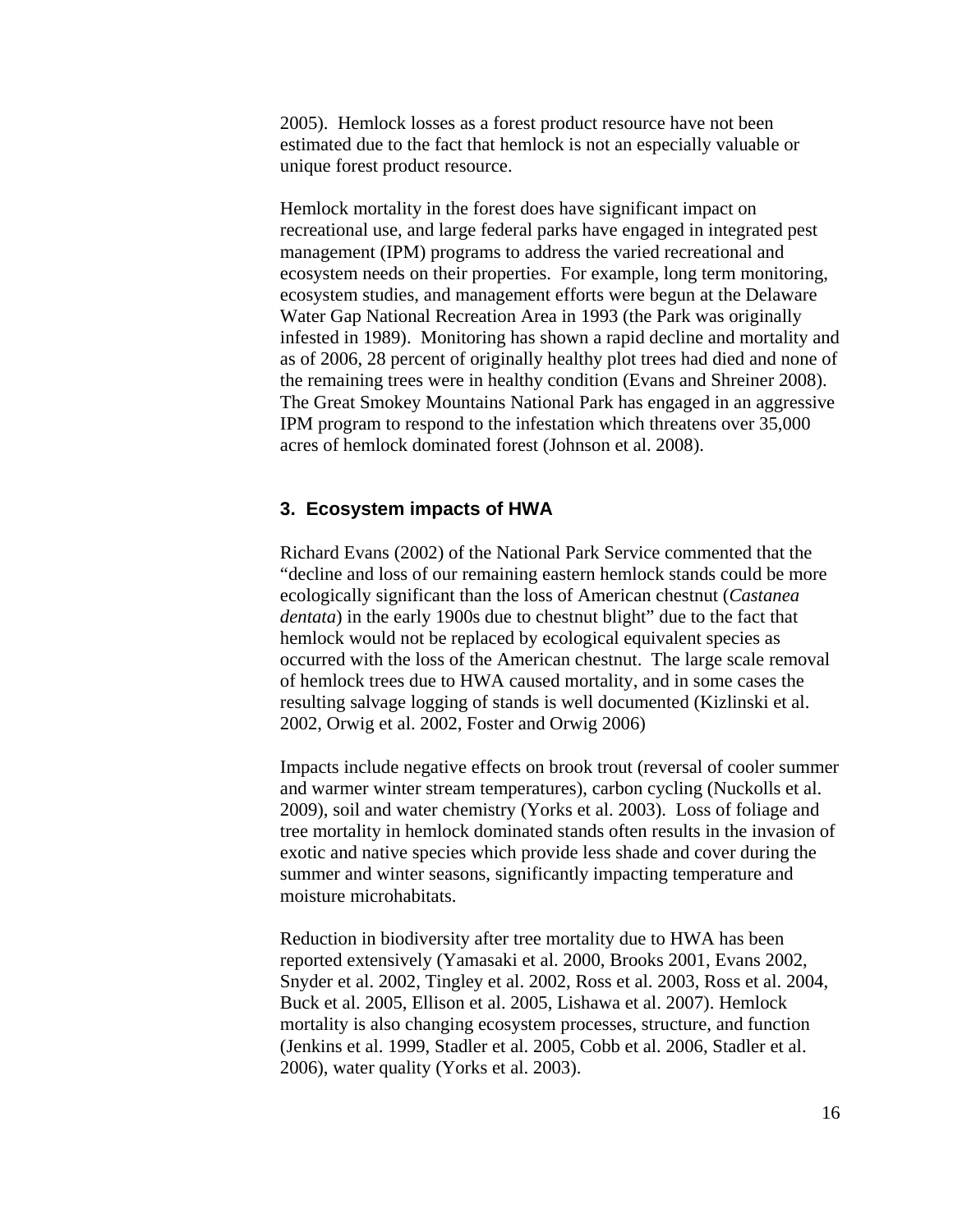2005). Hemlock losses as a forest product resource have not been estimated due to the fact that hemlock is not an especially valuable or unique forest product resource.

Hemlock mortality in the forest does have significant impact on recreational use, and large federal parks have engaged in integrated pest management (IPM) programs to address the varied recreational and ecosystem needs on their properties. For example, long term monitoring, ecosystem studies, and management efforts were begun at the Delaware Water Gap National Recreation Area in 1993 (the Park was originally infested in 1989). Monitoring has shown a rapid decline and mortality and as of 2006, 28 percent of originally healthy plot trees had died and none of the remaining trees were in healthy condition (Evans and Shreiner 2008). The Great Smokey Mountains National Park has engaged in an aggressive IPM program to respond to the infestation which threatens over 35,000 acres of hemlock dominated forest (Johnson et al. 2008).

## 3. Ecosystem impacts of HWA

Richard Evans (2002) of the National Park Service commented that the "decline and loss of our remaining eastern hemlock stands could be more ecologically significant than the loss of American chestnut (*Castanea dentata*) in the early 1900s due to chestnut blight" due to the fact that hemlock would not be replaced by ecological equivalent species as occurred with the loss of the American chestnut. The large scale removal of hemlock trees due to HWA caused mortality, and in some cases the resulting salvage logging of stands is well documented (Kizlinski et al. 2002, Orwig et al. 2002, Foster and Orwig 2006)

Impacts include negative effects on brook trout (reversal of cooler summer and warmer winter stream temperatures), carbon cycling (Nuckolls et al. 2009), soil and water chemistry (Yorks et al. 2003). Loss of foliage and tree mortality in hemlock dominated stands often results in the invasion of exotic and native species which provide less shade and cover during the summer and winter seasons, significantly impacting temperature and moisture microhabitats.

Reduction in biodiversity after tree mortality due to HWA has been reported extensively (Yamasaki et al. 2000, Brooks 2001, Evans 2002, Snyder et al. 2002, Tingley et al. 2002, Ross et al. 2003, Ross et al. 2004, Buck et al. 2005, Ellison et al. 2005, Lishawa et al. 2007). Hemlock mortality is also changing ecosystem processes, structure, and function (Jenkins et al. 1999, Stadler et al. 2005, Cobb et al. 2006, Stadler et al. 2006), water quality (Yorks et al. 2003).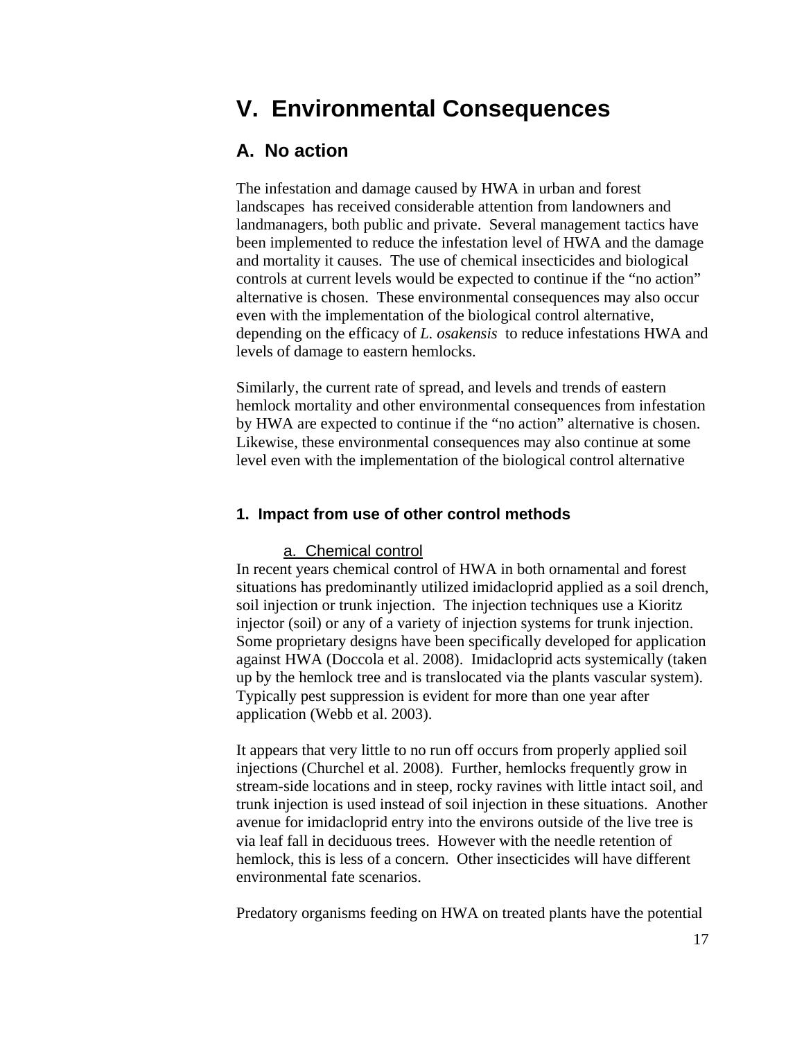# V. Environmental Consequences

## A. No action

The infestation and damage caused by HWA in urban and forest landscapes has received considerable attention from landowners and landmanagers, both public and private. Several management tactics have been implemented to reduce the infestation level of HWA and the damage and mortality it causes. The use of chemical insecticides and biological controls at current levels would be expected to continue if the "no action" alternative is chosen. These environmental consequences may also occur even with the implementation of the biological control alternative, depending on the efficacy of *L. osakensis* to reduce infestations HWA and levels of damage to eastern hemlocks.

Similarly, the current rate of spread, and levels and trends of eastern hemlock mortality and other environmental consequences from infestation by HWA are expected to continue if the "no action" alternative is chosen. Likewise, these environmental consequences may also continue at some level even with the implementation of the biological control alternative

### 1. Impact from use of other control methods

#### a. Chemical control

In recent years chemical control of HWA in both ornamental and forest situations has predominantly utilized imidacloprid applied as a soil drench, soil injection or trunk injection. The injection techniques use a Kioritz injector (soil) or any of a variety of injection systems for trunk injection. Some proprietary designs have been specifically developed for application against HWA (Doccola et al. 2008). Imidacloprid acts systemically (taken up by the hemlock tree and is translocated via the plants vascular system). Typically pest suppression is evident for more than one year after application (Webb et al. 2003).

It appears that very little to no run off occurs from properly applied soil injections (Churchel et al. 2008). Further, hemlocks frequently grow in stream-side locations and in steep, rocky ravines with little intact soil, and trunk injection is used instead of soil injection in these situations. Another avenue for imidacloprid entry into the environs outside of the live tree is via leaf fall in deciduous trees. However with the needle retention of hemlock, this is less of a concern. Other insecticides will have different environmental fate scenarios.

Predatory organisms feeding on HWA on treated plants have the potential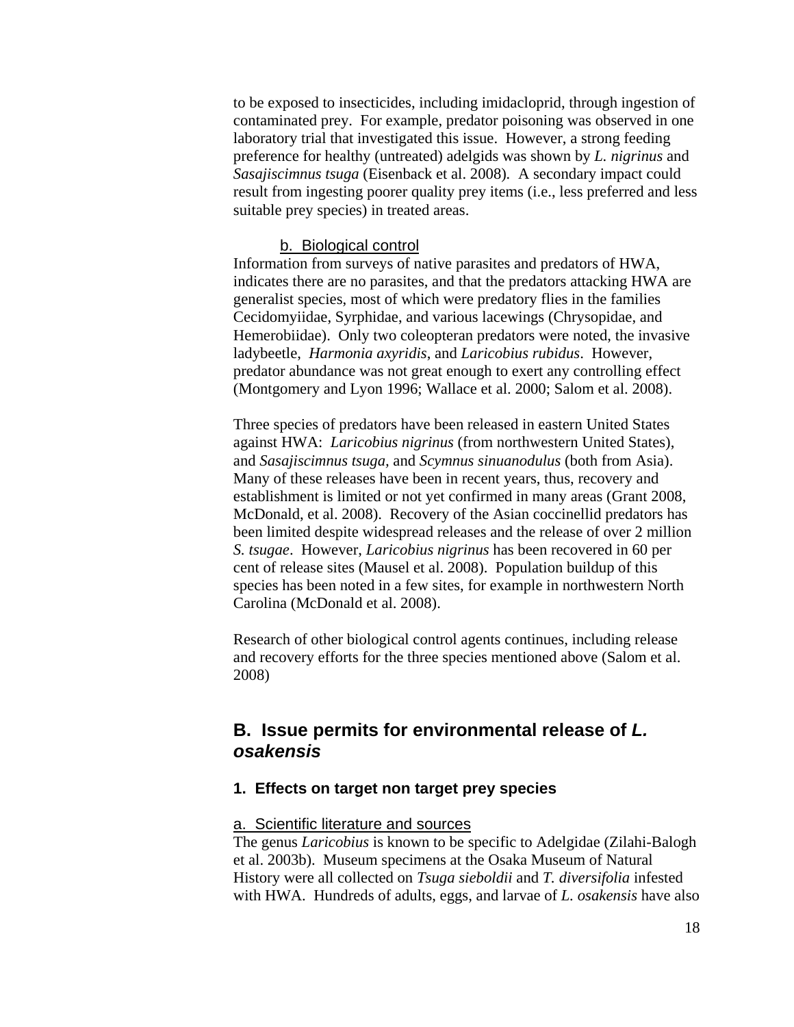to be exposed to insecticides, including imidacloprid, through ingestion of contaminated prey. For example, predator poisoning was observed in one laboratory trial that investigated this issue. However, a strong feeding preference for healthy (untreated) adelgids was shown by *L. nigrinus* and *Sasajiscimnus tsuga* (Eisenback et al. 2008). A secondary impact could result from ingesting poorer quality prey items (i.e., less preferred and less suitable prey species) in treated areas.

#### b. Biological control

Information from surveys of native parasites and predators of HWA, indicates there are no parasites, and that the predators attacking HWA are generalist species, most of which were predatory flies in the families Cecidomyiidae, Syrphidae, and various lacewings (Chrysopidae, and Hemerobiidae). Only two coleopteran predators were noted, the invasive ladybeetle, *Harmonia axyridis*, and *Laricobius rubidus*. However, predator abundance was not great enough to exert any controlling effect (Montgomery and Lyon 1996; Wallace et al. 2000; Salom et al. 2008).

Three species of predators have been released in eastern United States against HWA: *Laricobius nigrinus* (from northwestern United States), and *Sasajiscimnus tsuga,* and *Scymnus sinuanodulus* (both from Asia). Many of these releases have been in recent years, thus, recovery and establishment is limited or not yet confirmed in many areas (Grant 2008, McDonald, et al. 2008). Recovery of the Asian coccinellid predators has been limited despite widespread releases and the release of over 2 million *S. tsugae*. However, *Laricobius nigrinus* has been recovered in 60 per cent of release sites (Mausel et al. 2008). Population buildup of this species has been noted in a few sites, for example in northwestern North Carolina (McDonald et al. 2008).

Research of other biological control agents continues, including release and recovery efforts for the three species mentioned above (Salom et al. 2008)

## B. Issue permits for environmental release of *L. osakensis*

### 1. Effects on target non target prey species

#### a. Scientific literature and sources

The genus *Laricobius* is known to be specific to Adelgidae (Zilahi-Balogh et al. 2003b). Museum specimens at the Osaka Museum of Natural History were all collected on *Tsuga sieboldii* and *T. diversifolia* infested with HWA. Hundreds of adults, eggs, and larvae of *L. osakensis* have also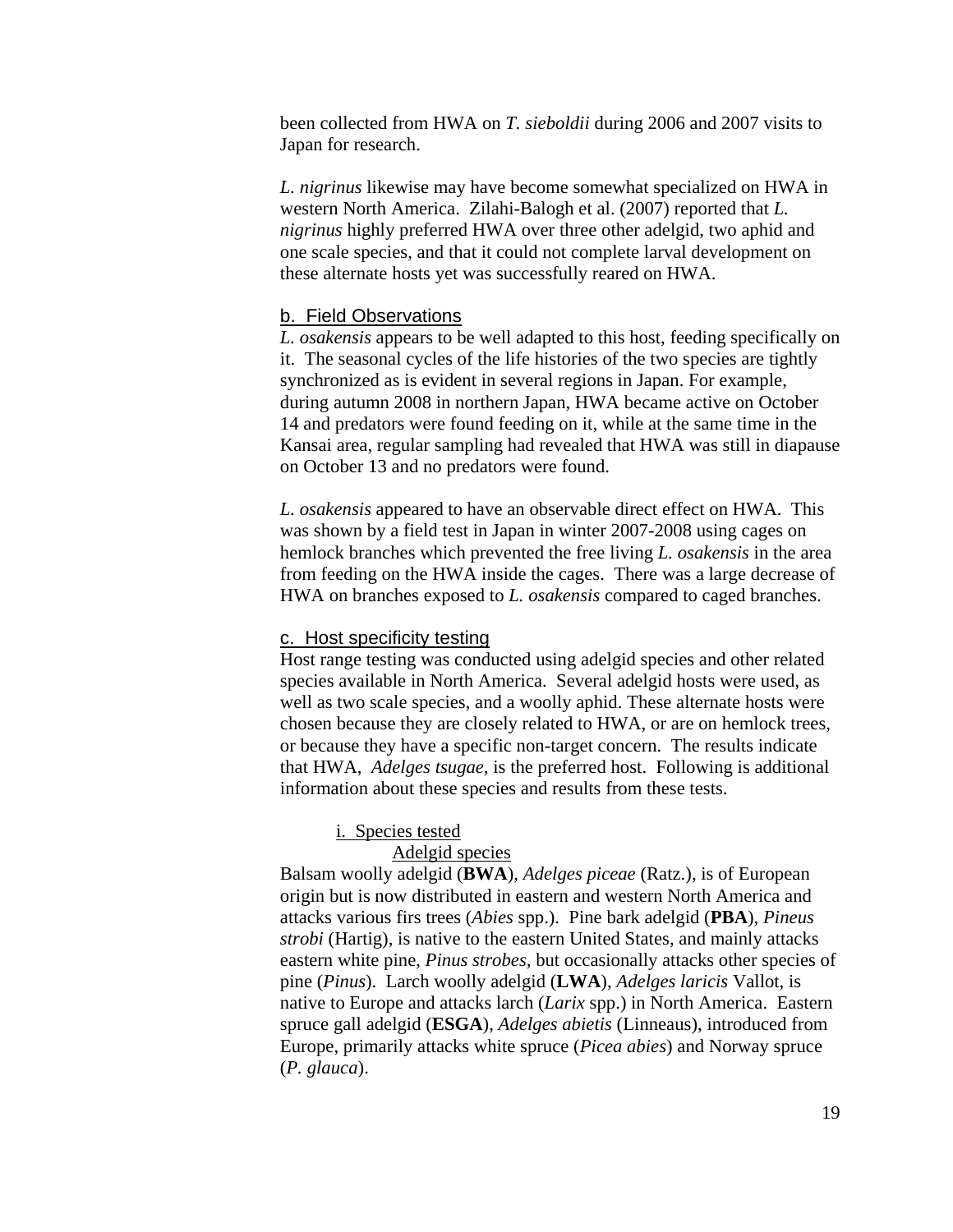been collected from HWA on *T. sieboldii* during 2006 and 2007 visits to Japan for research.

*L. nigrinus* likewise may have become somewhat specialized on HWA in western North America. Zilahi-Balogh et al. (2007) reported that *L. nigrinus* highly preferred HWA over three other adelgid, two aphid and one scale species, and that it could not complete larval development on these alternate hosts yet was successfully reared on HWA.

## b. Field Observations

*L. osakensis* appears to be well adapted to this host, feeding specifically on it. The seasonal cycles of the life histories of the two species are tightly synchronized as is evident in several regions in Japan. For example, during autumn 2008 in northern Japan, HWA became active on October 14 and predators were found feeding on it, while at the same time in the Kansai area, regular sampling had revealed that HWA was still in diapause on October 13 and no predators were found.

*L. osakensis* appeared to have an observable direct effect on HWA. This was shown by a field test in Japan in winter 2007-2008 using cages on hemlock branches which prevented the free living *L. osakensis* in the area from feeding on the HWA inside the cages. There was a large decrease of HWA on branches exposed to *L. osakensis* compared to caged branches.

## c. Host specificity testing

Host range testing was conducted using adelgid species and other related species available in North America. Several adelgid hosts were used, as well as two scale species, and a woolly aphid. These alternate hosts were chosen because they are closely related to HWA, or are on hemlock trees, or because they have a specific non-target concern. The results indicate that HWA, *Adelges tsugae,* is the preferred host. Following is additional information about these species and results from these tests.

### i. Species tested

#### Adelgid species

Balsam woolly adelgid (**BWA**), *Adelges piceae* (Ratz.), is of European origin but is now distributed in eastern and western North America and attacks various firs trees (*Abies* spp.). Pine bark adelgid (**PBA**), *Pineus strobi* (Hartig), is native to the eastern United States, and mainly attacks eastern white pine, *Pinus strobes,* but occasionally attacks other species of pine (*Pinus*). Larch woolly adelgid (**LWA**), *Adelges laricis* Vallot, is native to Europe and attacks larch (*Larix* spp.) in North America. Eastern spruce gall adelgid (**ESGA**), *Adelges abietis* (Linneaus), introduced from Europe, primarily attacks white spruce (*Picea abies*) and Norway spruce (*P. glauca*).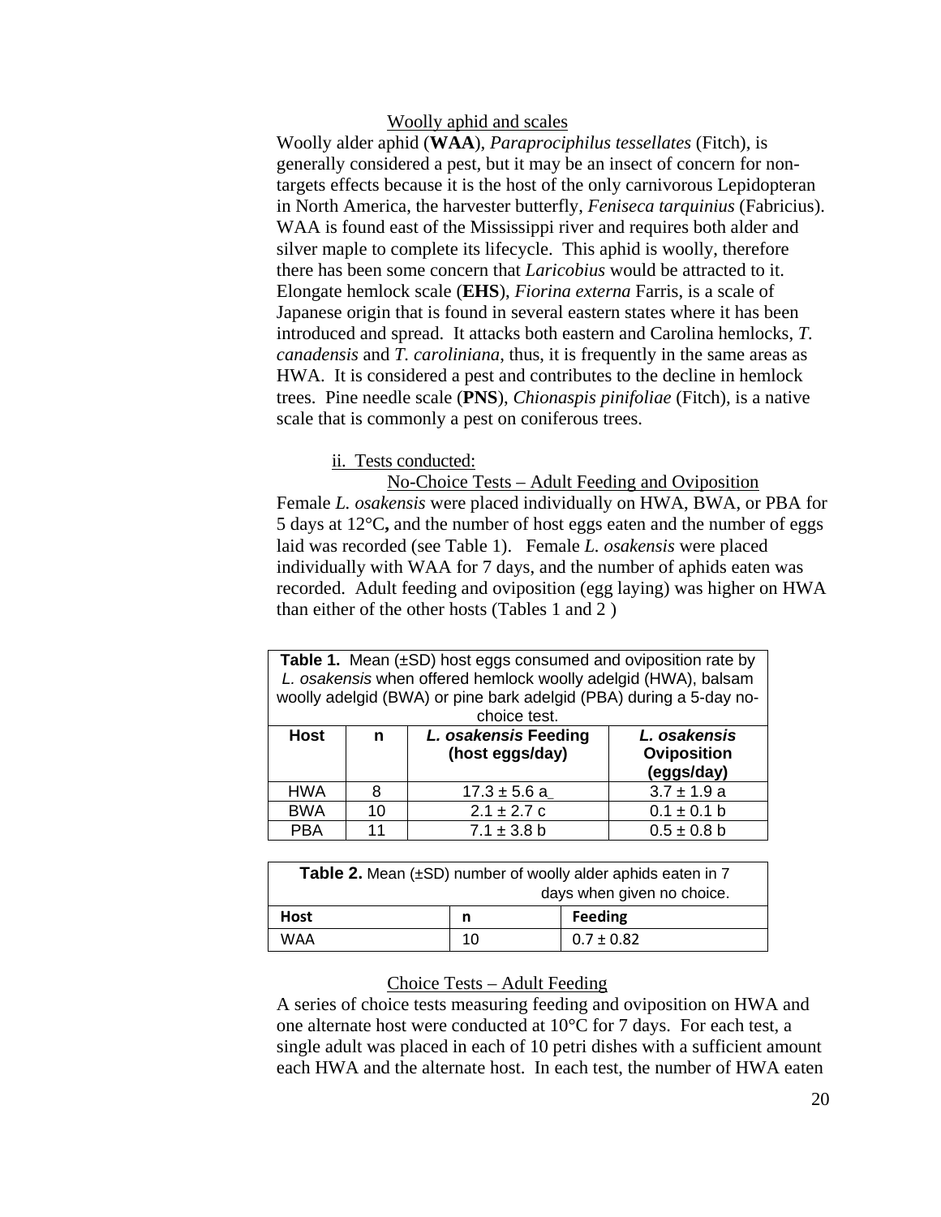Woolly aphid and scales

Woolly alder aphid (**WAA**), *Paraprociphilus tessellates* (Fitch), is generally considered a pest, but it may be an insect of concern for non-targets effects because it is the host of the only carnivorous Lepidopteran in North America, the harvester butterfly, *Feniseca tarquinius* (Fabricius). WAA is found east of the Mississippi river and requires both alder and silver maple to complete its lifecycle. This aphid is woolly, therefore there has been some concern that *Laricobius* would be attracted to it. Elongate hemlock scale (**EHS**), *Fiorina externa* Farris, is a scale of Japanese origin that is found in several eastern states where it has been introduced and spread. It attacks both eastern and Carolina hemlocks, *T. canadensis* and *T. caroliniana*, thus, it is frequently in the same areas as HWA. It is considered a pest and contributes to the decline in hemlock trees. Pine needle scale (**PNS**), *Chionaspis pinifoliae* (Fitch), is a native scale that is commonly a pest on coniferous trees.

ii. Tests conducted:

No-Choice Tests – Adult Feeding and Oviposition

Female *L. osakensis* were placed individually on HWA, BWA, or PBA for 5 days at 12°C**,** and the number of host eggs eaten and the number of eggs laid was recorded (see Table 1). Female *L. osakensis* were placed individually with WAA for 7 days, and the number of aphids eaten was recorded. Adult feeding and oviposition (egg laying) was higher on HWA than either of the other hosts (Tables 1 and 2 )

**Table 1.** Mean (±SD) host eggs consumed and oviposition rate by *L. osakensis* when offered hemlock woolly adelgid (HWA), balsam woolly adelgid (BWA) or pine bark adelgid (PBA) during a 5-day no-choice test.

| Host | n | *L. osakensis* Feeding (host eggs/day) | *L. osakensis* Oviposition (eggs/day) |
|---|---|---|---|
| HWA | 8 | 17.3 ± 5.6 a_ | 3.7 ± 1.9 a |
| BWA | 10 | 2.1 ± 2.7 c | 0.1 ± 0.1 b |
| PBA | 11 | 7.1 ± 3.8 b | 0.5 ± 0.8 b |

**Table 2.** Mean (±SD) number of woolly alder aphids eaten in 7 days when given no choice.

| Host | n | Feeding |
|---|---|---|
| WAA | 10 | 0.7 ± 0.82 |

Choice Tests – Adult Feeding

A series of choice tests measuring feeding and oviposition on HWA and one alternate host were conducted at 10°C for 7 days. For each test, a single adult was placed in each of 10 petri dishes with a sufficient amount each HWA and the alternate host. In each test, the number of HWA eaten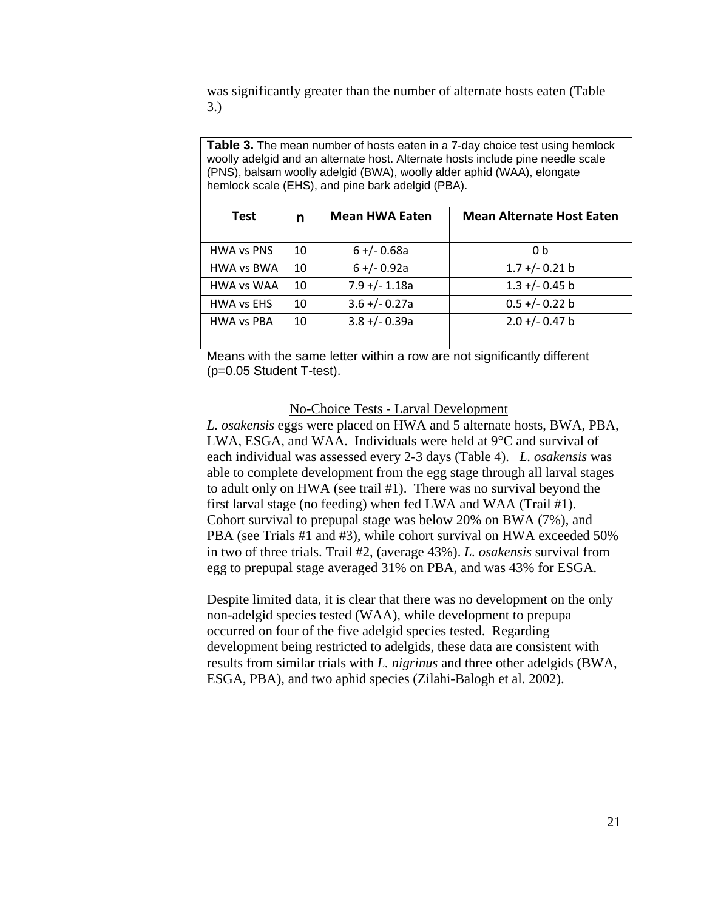was significantly greater than the number of alternate hosts eaten (Table 3.)

**Table 3.** The mean number of hosts eaten in a 7-day choice test using hemlock woolly adelgid and an alternate host. Alternate hosts include pine needle scale (PNS), balsam woolly adelgid (BWA), woolly alder aphid (WAA), elongate hemlock scale (EHS), and pine bark adelgid (PBA).

| Test | n | Mean HWA Eaten | Mean Alternate Host Eaten |
|---|---|---|---|
| HWA vs PNS | 10 | 6 +/- 0.68a | 0 b |
| HWA vs BWA | 10 | 6 +/- 0.92a | 1.7 +/- 0.21 b |
| HWA vs WAA | 10 | 7.9 +/- 1.18a | 1.3 +/- 0.45 b |
| HWA vs EHS | 10 | 3.6 +/- 0.27a | 0.5 +/- 0.22 b |
| HWA vs PBA | 10 | 3.8 +/- 0.39a | 2.0 +/- 0.47 b |
| | | | |

Means with the same letter within a row are not significantly different (p=0.05 Student T-test).

<u>No-Choice Tests - Larval Development</u>

*L. osakensis* eggs were placed on HWA and 5 alternate hosts, BWA, PBA, LWA, ESGA, and WAA. Individuals were held at 9°C and survival of each individual was assessed every 2-3 days (Table 4). *L. osakensis* was able to complete development from the egg stage through all larval stages to adult only on HWA (see trail #1). There was no survival beyond the first larval stage (no feeding) when fed LWA and WAA (Trail #1). Cohort survival to prepupal stage was below 20% on BWA (7%), and PBA (see Trials #1 and #3), while cohort survival on HWA exceeded 50% in two of three trials. Trail #2, (average 43%). *L. osakensis* survival from egg to prepupal stage averaged 31% on PBA, and was 43% for ESGA.

Despite limited data, it is clear that there was no development on the only non-adelgid species tested (WAA), while development to prepupa occurred on four of the five adelgid species tested. Regarding development being restricted to adelgids, these data are consistent with results from similar trials with *L. nigrinus* and three other adelgids (BWA, ESGA, PBA), and two aphid species (Zilahi-Balogh et al. 2002).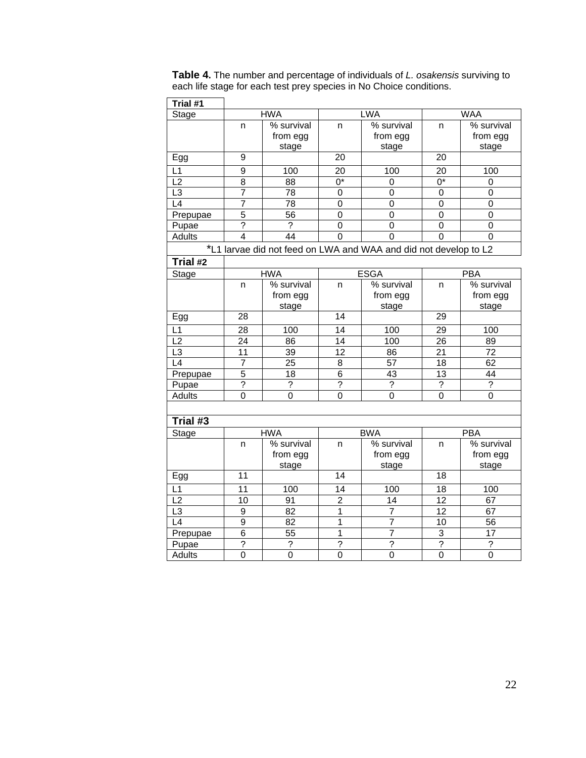**Table 4.** The number and percentage of individuals of *L. osakensis* surviving to each life stage for each test prey species in No Choice conditions.

**Trial #1**

| Stage | HWA | | LWA | | WAA | |
|---|---|---|---|---|---|---|
| | n | % survival from egg stage | n | % survival from egg stage | n | % survival from egg stage |
| Egg | 9 | | 20 | | 20 | |
| L1 | 9 | 100 | 20 | 100 | 20 | 100 |
| L2 | 8 | 88 | 0* | 0 | 0* | 0 |
| L3 | 7 | 78 | 0 | 0 | 0 | 0 |
| L4 | 7 | 78 | 0 | 0 | 0 | 0 |
| Prepupae | 5 | 56 | 0 | 0 | 0 | 0 |
| Pupae | ? | ? | 0 | 0 | 0 | 0 |
| Adults | 4 | 44 | 0 | 0 | 0 | 0 |

*L1 larvae did not feed on LWA and WAA and did not develop to L2

**Trial #2**

| Stage | HWA | | ESGA | | PBA | |
|---|---|---|---|---|---|---|
| | n | % survival from egg stage | n | % survival from egg stage | n | % survival from egg stage |
| Egg | 28 | | 14 | | 29 | |
| L1 | 28 | 100 | 14 | 100 | 29 | 100 |
| L2 | 24 | 86 | 14 | 100 | 26 | 89 |
| L3 | 11 | 39 | 12 | 86 | 21 | 72 |
| L4 | 7 | 25 | 8 | 57 | 18 | 62 |
| Prepupae | 5 | 18 | 6 | 43 | 13 | 44 |
| Pupae | ? | ? | ? | ? | ? | ? |
| Adults | 0 | 0 | 0 | 0 | 0 | 0 |

**Trial #3**

| Stage | HWA | | BWA | | PBA | |
|---|---|---|---|---|---|---|
| | n | % survival from egg stage | n | % survival from egg stage | n | % survival from egg stage |
| Egg | 11 | | 14 | | 18 | |
| L1 | 11 | 100 | 14 | 100 | 18 | 100 |
| L2 | 10 | 91 | 2 | 14 | 12 | 67 |
| L3 | 9 | 82 | 1 | 7 | 12 | 67 |
| L4 | 9 | 82 | 1 | 7 | 10 | 56 |
| Prepupae | 6 | 55 | 1 | 7 | 3 | 17 |
| Pupae | ? | ? | ? | ? | ? | ? |
| Adults | 0 | 0 | 0 | 0 | 0 | 0 |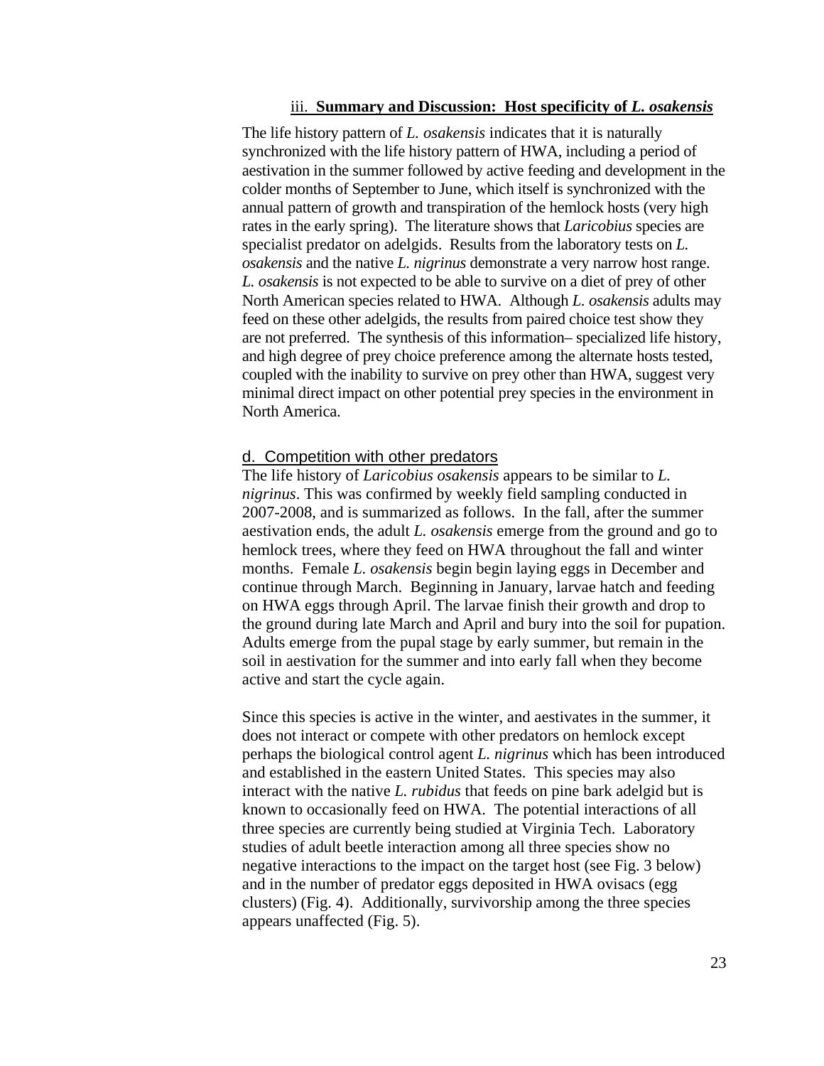### iii. **Summary and Discussion: Host specificity of *L. osakensis***

The life history pattern of *L. osakensis* indicates that it is naturally synchronized with the life history pattern of HWA, including a period of aestivation in the summer followed by active feeding and development in the colder months of September to June, which itself is synchronized with the annual pattern of growth and transpiration of the hemlock hosts (very high rates in the early spring). The literature shows that *Laricobius* species are specialist predator on adelgids. Results from the laboratory tests on *L. osakensis* and the native *L. nigrinus* demonstrate a very narrow host range. *L. osakensis* is not expected to be able to survive on a diet of prey of other North American species related to HWA. Although *L. osakensis* adults may feed on these other adelgids, the results from paired choice test show they are not preferred. The synthesis of this information– specialized life history, and high degree of prey choice preference among the alternate hosts tested, coupled with the inability to survive on prey other than HWA, suggest very minimal direct impact on other potential prey species in the environment in North America.

## d. Competition with other predators

The life history of *Laricobius osakensis* appears to be similar to *L. nigrinus*. This was confirmed by weekly field sampling conducted in 2007-2008, and is summarized as follows. In the fall, after the summer aestivation ends, the adult *L. osakensis* emerge from the ground and go to hemlock trees, where they feed on HWA throughout the fall and winter months. Female *L. osakensis* begin begin laying eggs in December and continue through March. Beginning in January, larvae hatch and feeding on HWA eggs through April. The larvae finish their growth and drop to the ground during late March and April and bury into the soil for pupation. Adults emerge from the pupal stage by early summer, but remain in the soil in aestivation for the summer and into early fall when they become active and start the cycle again.

Since this species is active in the winter, and aestivates in the summer, it does not interact or compete with other predators on hemlock except perhaps the biological control agent *L. nigrinus* which has been introduced and established in the eastern United States. This species may also interact with the native *L. rubidus* that feeds on pine bark adelgid but is known to occasionally feed on HWA. The potential interactions of all three species are currently being studied at Virginia Tech. Laboratory studies of adult beetle interaction among all three species show no negative interactions to the impact on the target host (see Fig. 3 below) and in the number of predator eggs deposited in HWA ovisacs (egg clusters) (Fig. 4). Additionally, survivorship among the three species appears unaffected (Fig. 5).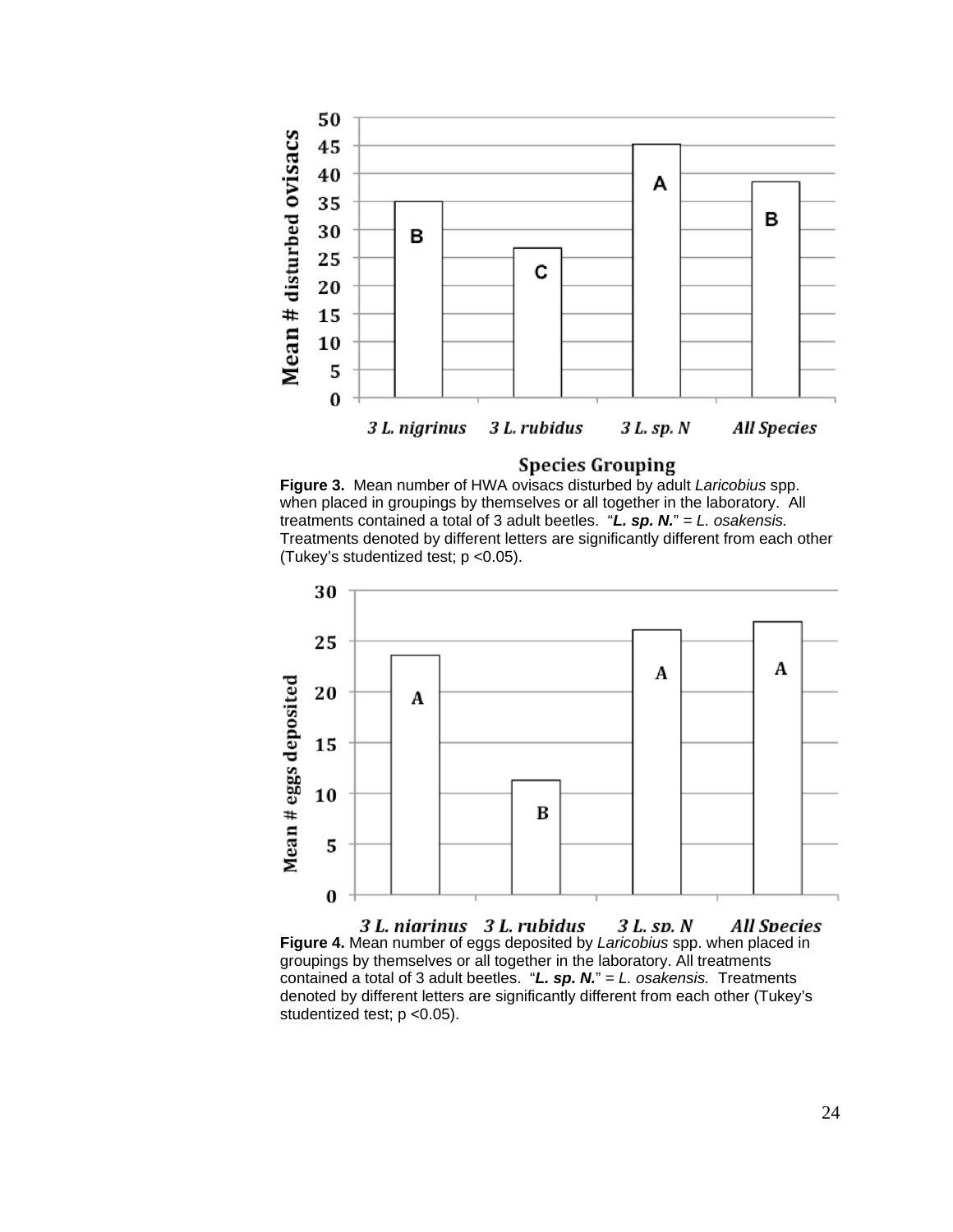**Figure 3.** Mean number of HWA ovisacs disturbed by adult *Laricobius* spp. when placed in groupings by themselves or all together in the laboratory. All treatments contained a total of 3 adult beetles. "***L. sp. N.***" = *L. osakensis.* Treatments denoted by different letters are significantly different from each other (Tukey's studentized test; $p < 0.05$).

**Figure 4.** Mean number of eggs deposited by *Laricobius* spp. when placed in groupings by themselves or all together in the laboratory. All treatments contained a total of 3 adult beetles. "***L. sp. N.***" = *L. osakensis.* Treatments denoted by different letters are significantly different from each other (Tukey's studentized test; $p < 0.05$).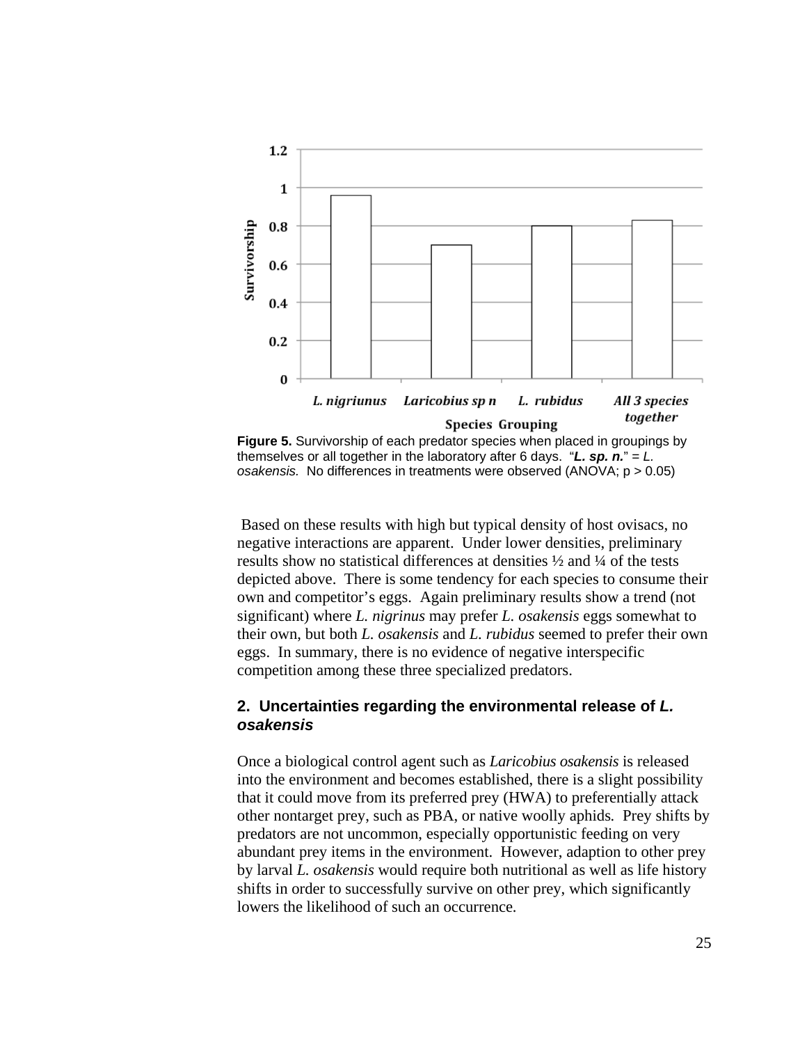**Figure 5.** Survivorship of each predator species when placed in groupings by themselves or all together in the laboratory after 6 days. "***L. sp. n.***" = *L. osakensis.* No differences in treatments were observed (ANOVA; $p > 0.05$)

Based on these results with high but typical density of host ovisacs, no negative interactions are apparent. Under lower densities, preliminary results show no statistical differences at densities ½ and ¼ of the tests depicted above. There is some tendency for each species to consume their own and competitor's eggs. Again preliminary results show a trend (not significant) where *L. nigrinus* may prefer *L. osakensis* eggs somewhat to their own, but both *L. osakensis* and *L. rubidus* seemed to prefer their own eggs. In summary, there is no evidence of negative interspecific competition among these three specialized predators.

## 2. Uncertainties regarding the environmental release of *L. osakensis*

Once a biological control agent such as *Laricobius osakensis* is released into the environment and becomes established, there is a slight possibility that it could move from its preferred prey (HWA) to preferentially attack other nontarget prey, such as PBA, or native woolly aphids. Prey shifts by predators are not uncommon, especially opportunistic feeding on very abundant prey items in the environment. However, adaption to other prey by larval *L. osakensis* would require both nutritional as well as life history shifts in order to successfully survive on other prey, which significantly lowers the likelihood of such an occurrence.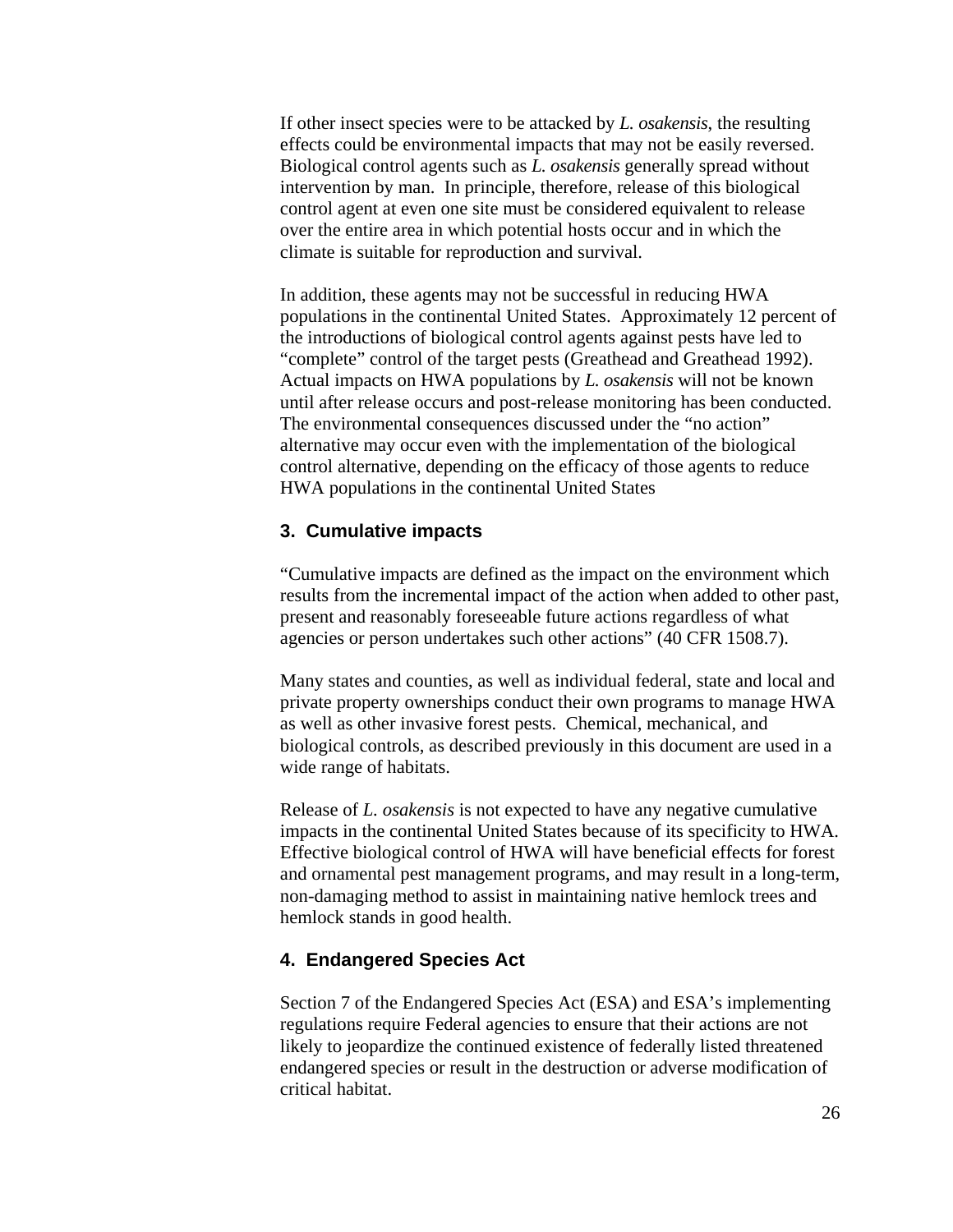If other insect species were to be attacked by *L. osakensis*, the resulting effects could be environmental impacts that may not be easily reversed. Biological control agents such as *L. osakensis* generally spread without intervention by man. In principle, therefore, release of this biological control agent at even one site must be considered equivalent to release over the entire area in which potential hosts occur and in which the climate is suitable for reproduction and survival.

In addition, these agents may not be successful in reducing HWA populations in the continental United States. Approximately 12 percent of the introductions of biological control agents against pests have led to "complete" control of the target pests (Greathead and Greathead 1992). Actual impacts on HWA populations by *L. osakensis* will not be known until after release occurs and post-release monitoring has been conducted. The environmental consequences discussed under the "no action" alternative may occur even with the implementation of the biological control alternative, depending on the efficacy of those agents to reduce HWA populations in the continental United States

### 3. Cumulative impacts

"Cumulative impacts are defined as the impact on the environment which results from the incremental impact of the action when added to other past, present and reasonably foreseeable future actions regardless of what agencies or person undertakes such other actions" (40 CFR 1508.7).

Many states and counties, as well as individual federal, state and local and private property ownerships conduct their own programs to manage HWA as well as other invasive forest pests. Chemical, mechanical, and biological controls, as described previously in this document are used in a wide range of habitats.

Release of *L. osakensis* is not expected to have any negative cumulative impacts in the continental United States because of its specificity to HWA. Effective biological control of HWA will have beneficial effects for forest and ornamental pest management programs, and may result in a long-term, non-damaging method to assist in maintaining native hemlock trees and hemlock stands in good health.

### 4. Endangered Species Act

Section 7 of the Endangered Species Act (ESA) and ESA's implementing regulations require Federal agencies to ensure that their actions are not likely to jeopardize the continued existence of federally listed threatened endangered species or result in the destruction or adverse modification of critical habitat.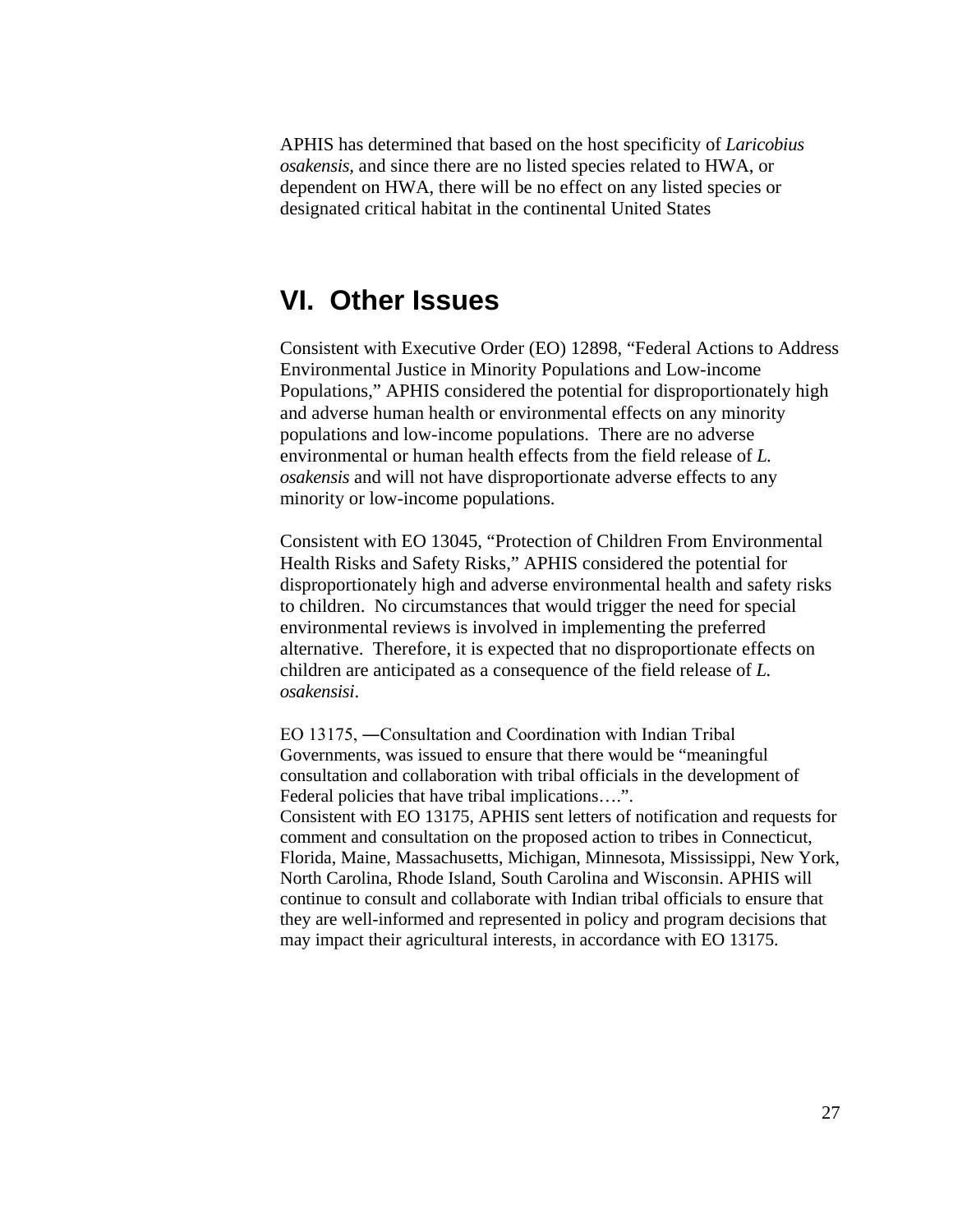APHIS has determined that based on the host specificity of *Laricobius osakensis,* and since there are no listed species related to HWA, or dependent on HWA, there will be no effect on any listed species or designated critical habitat in the continental United States

## VI. Other Issues

Consistent with Executive Order (EO) 12898, "Federal Actions to Address Environmental Justice in Minority Populations and Low-income Populations," APHIS considered the potential for disproportionately high and adverse human health or environmental effects on any minority populations and low-income populations. There are no adverse environmental or human health effects from the field release of *L. osakensis* and will not have disproportionate adverse effects to any minority or low-income populations.

Consistent with EO 13045, "Protection of Children From Environmental Health Risks and Safety Risks," APHIS considered the potential for disproportionately high and adverse environmental health and safety risks to children. No circumstances that would trigger the need for special environmental reviews is involved in implementing the preferred alternative. Therefore, it is expected that no disproportionate effects on children are anticipated as a consequence of the field release of *L. osakensisi*.

EO 13175, ―Consultation and Coordination with Indian Tribal Governments, was issued to ensure that there would be "meaningful consultation and collaboration with tribal officials in the development of Federal policies that have tribal implications….".
Consistent with EO 13175, APHIS sent letters of notification and requests for comment and consultation on the proposed action to tribes in Connecticut, Florida, Maine, Massachusetts, Michigan, Minnesota, Mississippi, New York, North Carolina, Rhode Island, South Carolina and Wisconsin. APHIS will continue to consult and collaborate with Indian tribal officials to ensure that they are well-informed and represented in policy and program decisions that may impact their agricultural interests, in accordance with EO 13175.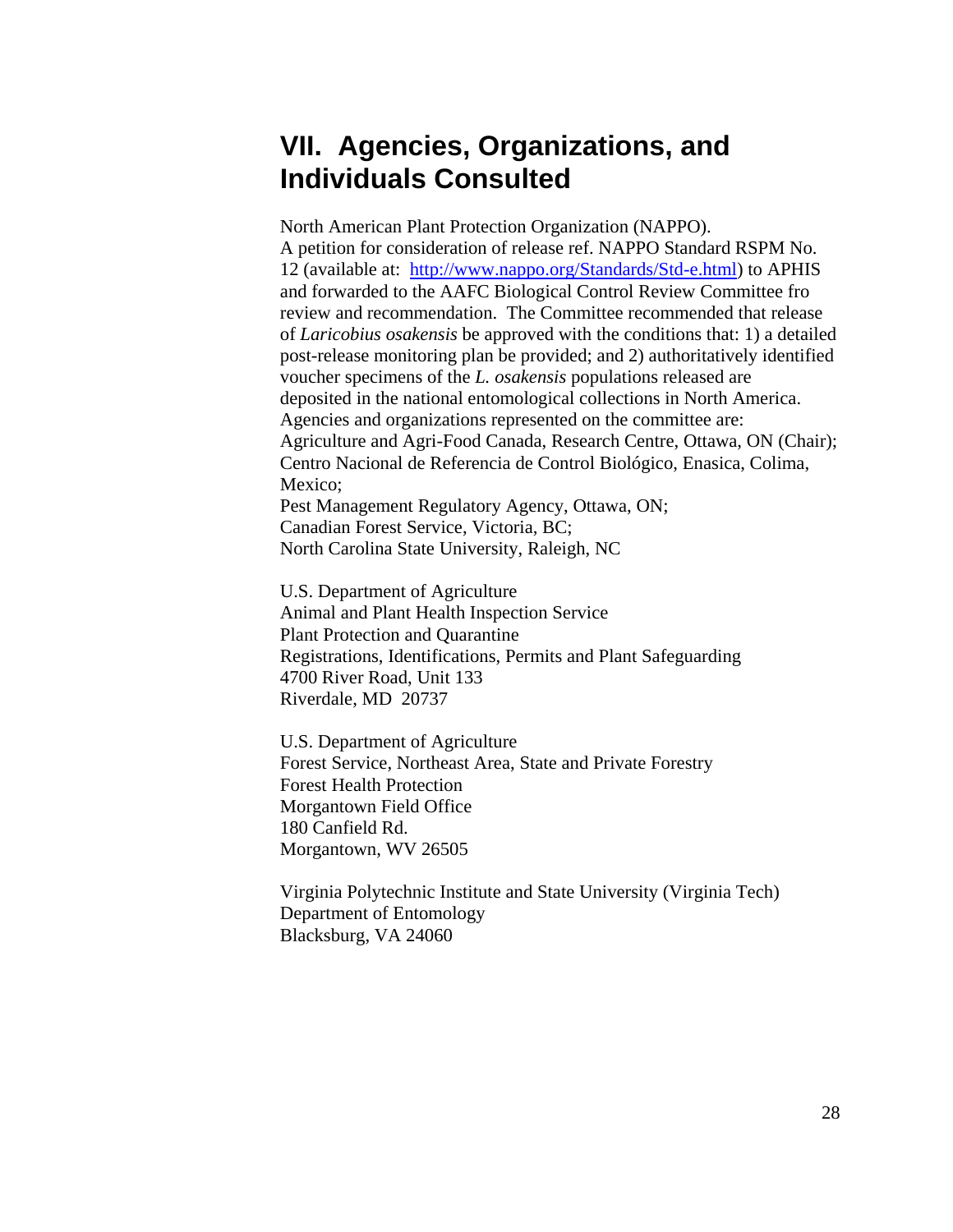# VII. Agencies, Organizations, and Individuals Consulted

North American Plant Protection Organization (NAPPO).
A petition for consideration of release ref. NAPPO Standard RSPM No. 12 (available at: [http://www.nappo.org/Standards/Std-e.html](http://www.nappo.org/Standards/Std-e.html)) to APHIS and forwarded to the AAFC Biological Control Review Committee fro review and recommendation. The Committee recommended that release of *Laricobius osakensis* be approved with the conditions that: 1) a detailed post-release monitoring plan be provided; and 2) authoritatively identified voucher specimens of the *L. osakensis* populations released are deposited in the national entomological collections in North America. Agencies and organizations represented on the committee are:
Agriculture and Agri-Food Canada, Research Centre, Ottawa, ON (Chair);
Centro Nacional de Referencia de Control Biológico, Enasica, Colima, Mexico;
Pest Management Regulatory Agency, Ottawa, ON;
Canadian Forest Service, Victoria, BC;
North Carolina State University, Raleigh, NC

U.S. Department of Agriculture
Animal and Plant Health Inspection Service
Plant Protection and Quarantine
Registrations, Identifications, Permits and Plant Safeguarding
4700 River Road, Unit 133
Riverdale, MD 20737

U.S. Department of Agriculture
Forest Service, Northeast Area, State and Private Forestry
Forest Health Protection
Morgantown Field Office
180 Canfield Rd.
Morgantown, WV 26505

Virginia Polytechnic Institute and State University (Virginia Tech)
Department of Entomology
Blacksburg, VA 24060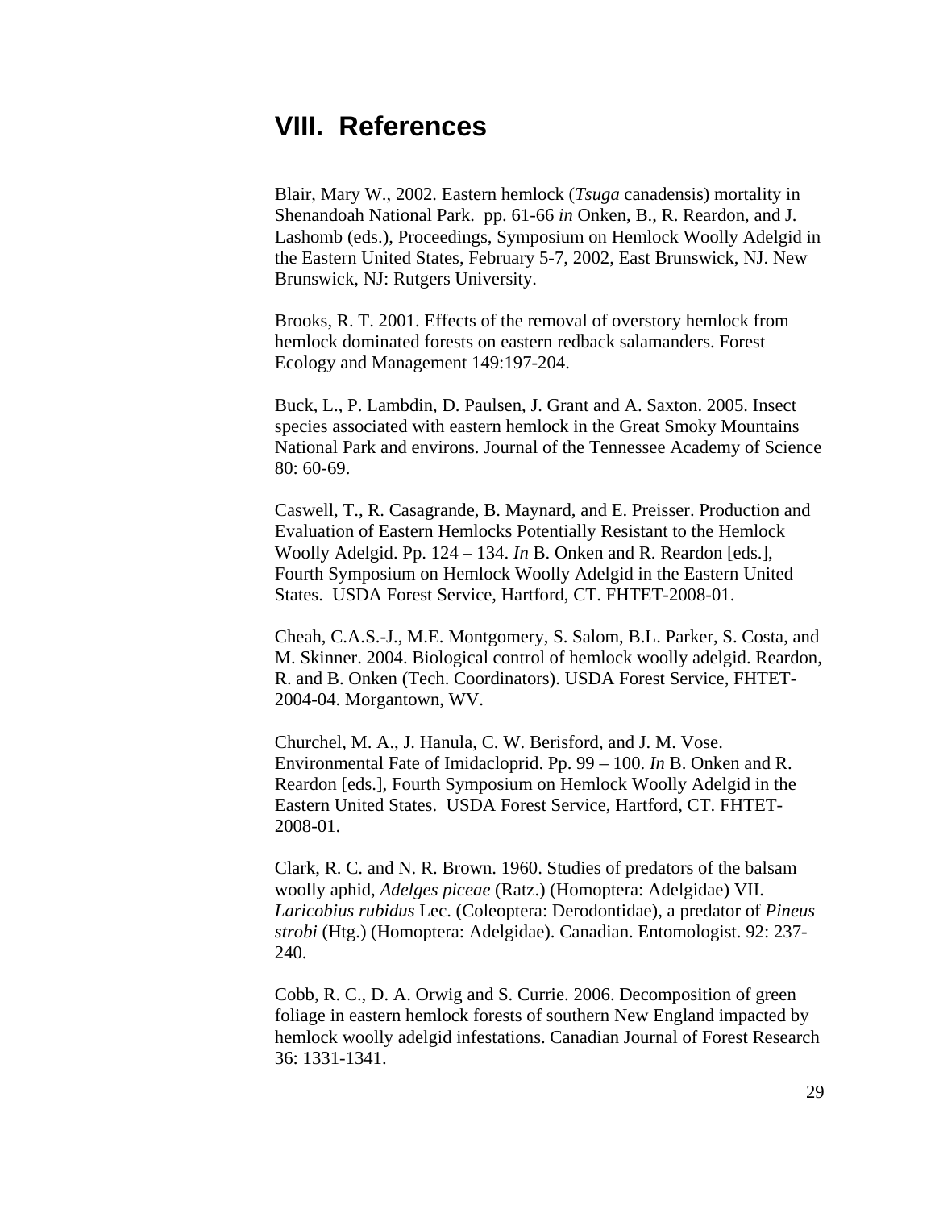## VIII. References

Blair, Mary W., 2002. Eastern hemlock (*Tsuga* canadensis) mortality in Shenandoah National Park. pp. 61-66 *in* Onken, B., R. Reardon, and J. Lashomb (eds.), Proceedings, Symposium on Hemlock Woolly Adelgid in the Eastern United States, February 5-7, 2002, East Brunswick, NJ. New Brunswick, NJ: Rutgers University.

Brooks, R. T. 2001. Effects of the removal of overstory hemlock from hemlock dominated forests on eastern redback salamanders. Forest Ecology and Management 149:197-204.

Buck, L., P. Lambdin, D. Paulsen, J. Grant and A. Saxton. 2005. Insect species associated with eastern hemlock in the Great Smoky Mountains National Park and environs. Journal of the Tennessee Academy of Science 80: 60-69.

Caswell, T., R. Casagrande, B. Maynard, and E. Preisser. Production and Evaluation of Eastern Hemlocks Potentially Resistant to the Hemlock Woolly Adelgid. Pp. 124 – 134. *In* B. Onken and R. Reardon [eds.], Fourth Symposium on Hemlock Woolly Adelgid in the Eastern United States. USDA Forest Service, Hartford, CT. FHTET-2008-01.

Cheah, C.A.S.-J., M.E. Montgomery, S. Salom, B.L. Parker, S. Costa, and M. Skinner. 2004. Biological control of hemlock woolly adelgid. Reardon, R. and B. Onken (Tech. Coordinators). USDA Forest Service, FHTET-2004-04. Morgantown, WV.

Churchel, M. A., J. Hanula, C. W. Berisford, and J. M. Vose. Environmental Fate of Imidacloprid. Pp. 99 – 100. *In* B. Onken and R. Reardon [eds.], Fourth Symposium on Hemlock Woolly Adelgid in the Eastern United States. USDA Forest Service, Hartford, CT. FHTET-2008-01.

Clark, R. C. and N. R. Brown. 1960. Studies of predators of the balsam woolly aphid, *Adelges piceae* (Ratz.) (Homoptera: Adelgidae) VII. *Laricobius rubidus* Lec. (Coleoptera: Derodontidae), a predator of *Pineus strobi* (Htg.) (Homoptera: Adelgidae). Canadian. Entomologist. 92: 237-240.

Cobb, R. C., D. A. Orwig and S. Currie. 2006. Decomposition of green foliage in eastern hemlock forests of southern New England impacted by hemlock woolly adelgid infestations. Canadian Journal of Forest Research 36: 1331-1341.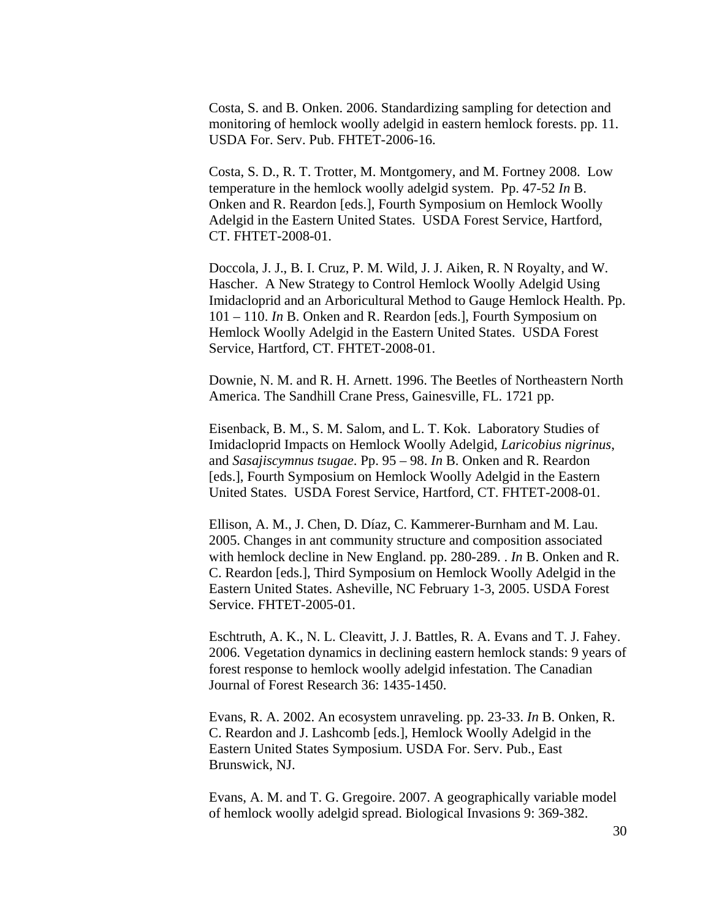Costa, S. and B. Onken. 2006. Standardizing sampling for detection and monitoring of hemlock woolly adelgid in eastern hemlock forests. pp. 11. USDA For. Serv. Pub. FHTET-2006-16.

Costa, S. D., R. T. Trotter, M. Montgomery, and M. Fortney 2008. Low temperature in the hemlock woolly adelgid system. Pp. 47-52 *In* B. Onken and R. Reardon [eds.], Fourth Symposium on Hemlock Woolly Adelgid in the Eastern United States. USDA Forest Service, Hartford, CT. FHTET-2008-01.

Doccola, J. J., B. I. Cruz, P. M. Wild, J. J. Aiken, R. N Royalty, and W. Hascher. A New Strategy to Control Hemlock Woolly Adelgid Using Imidacloprid and an Arboricultural Method to Gauge Hemlock Health. Pp. 101 – 110. *In* B. Onken and R. Reardon [eds.], Fourth Symposium on Hemlock Woolly Adelgid in the Eastern United States. USDA Forest Service, Hartford, CT. FHTET-2008-01.

Downie, N. M. and R. H. Arnett. 1996. The Beetles of Northeastern North America. The Sandhill Crane Press, Gainesville, FL. 1721 pp.

Eisenback, B. M., S. M. Salom, and L. T. Kok. Laboratory Studies of Imidacloprid Impacts on Hemlock Woolly Adelgid, *Laricobius nigrinus*, and *Sasajiscymnus tsugae*. Pp. 95 – 98. *In* B. Onken and R. Reardon [eds.], Fourth Symposium on Hemlock Woolly Adelgid in the Eastern United States. USDA Forest Service, Hartford, CT. FHTET-2008-01.

Ellison, A. M., J. Chen, D. Díaz, C. Kammerer-Burnham and M. Lau. 2005. Changes in ant community structure and composition associated with hemlock decline in New England. pp. 280-289. . *In* B. Onken and R. C. Reardon [eds.], Third Symposium on Hemlock Woolly Adelgid in the Eastern United States. Asheville, NC February 1-3, 2005. USDA Forest Service. FHTET-2005-01.

Eschtruth, A. K., N. L. Cleavitt, J. J. Battles, R. A. Evans and T. J. Fahey. 2006. Vegetation dynamics in declining eastern hemlock stands: 9 years of forest response to hemlock woolly adelgid infestation. The Canadian Journal of Forest Research 36: 1435-1450.

Evans, R. A. 2002. An ecosystem unraveling. pp. 23-33. *In* B. Onken, R. C. Reardon and J. Lashcomb [eds.], Hemlock Woolly Adelgid in the Eastern United States Symposium. USDA For. Serv. Pub., East Brunswick, NJ.

Evans, A. M. and T. G. Gregoire. 2007. A geographically variable model of hemlock woolly adelgid spread. Biological Invasions 9: 369-382.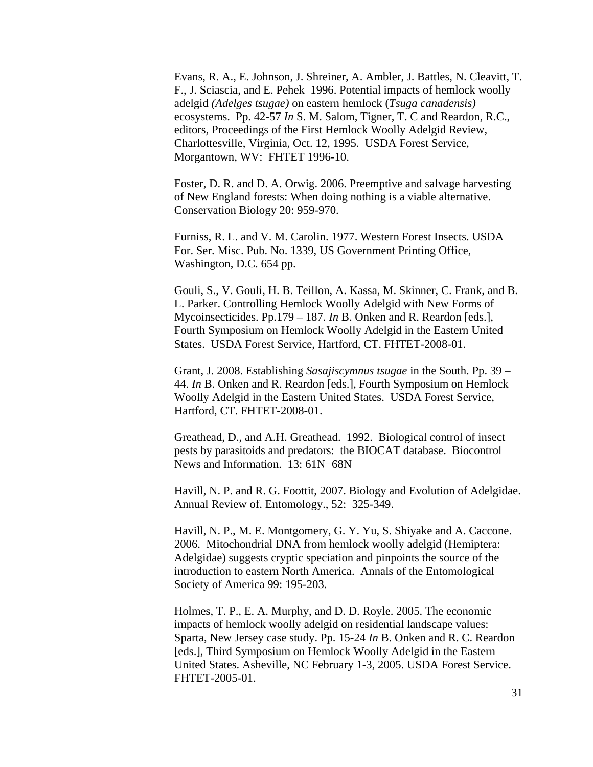Evans, R. A., E. Johnson, J. Shreiner, A. Ambler, J. Battles, N. Cleavitt, T. F., J. Sciascia, and E. Pehek 1996. Potential impacts of hemlock woolly adelgid *(Adelges tsugae)* on eastern hemlock (*Tsuga canadensis)* ecosystems. Pp. 42-57 *In* S. M. Salom, Tigner, T. C and Reardon, R.C., editors, Proceedings of the First Hemlock Woolly Adelgid Review, Charlottesville, Virginia, Oct. 12, 1995. USDA Forest Service, Morgantown, WV: FHTET 1996-10.

Foster, D. R. and D. A. Orwig. 2006. Preemptive and salvage harvesting of New England forests: When doing nothing is a viable alternative. Conservation Biology 20: 959-970.

Furniss, R. L. and V. M. Carolin. 1977. Western Forest Insects. USDA For. Ser. Misc. Pub. No. 1339, US Government Printing Office, Washington, D.C. 654 pp.

Gouli, S., V. Gouli, H. B. Teillon, A. Kassa, M. Skinner, C. Frank, and B. L. Parker. Controlling Hemlock Woolly Adelgid with New Forms of Mycoinsecticides. Pp.179 – 187. *In* B. Onken and R. Reardon [eds.], Fourth Symposium on Hemlock Woolly Adelgid in the Eastern United States. USDA Forest Service, Hartford, CT. FHTET-2008-01.

Grant, J. 2008. Establishing *Sasajiscymnus tsugae* in the South. Pp. 39 – 44. *In* B. Onken and R. Reardon [eds.], Fourth Symposium on Hemlock Woolly Adelgid in the Eastern United States. USDA Forest Service, Hartford, CT. FHTET-2008-01.

Greathead, D., and A.H. Greathead. 1992. Biological control of insect pests by parasitoids and predators: the BIOCAT database. Biocontrol News and Information. 13: 61N−68N

Havill, N. P. and R. G. Foottit, 2007. Biology and Evolution of Adelgidae. Annual Review of. Entomology., 52: 325-349.

Havill, N. P., M. E. Montgomery, G. Y. Yu, S. Shiyake and A. Caccone. 2006. Mitochondrial DNA from hemlock woolly adelgid (Hemiptera: Adelgidae) suggests cryptic speciation and pinpoints the source of the introduction to eastern North America. Annals of the Entomological Society of America 99: 195-203.

Holmes, T. P., E. A. Murphy, and D. D. Royle. 2005. The economic impacts of hemlock woolly adelgid on residential landscape values: Sparta, New Jersey case study. Pp. 15-24 *In* B. Onken and R. C. Reardon [eds.], Third Symposium on Hemlock Woolly Adelgid in the Eastern United States. Asheville, NC February 1-3, 2005. USDA Forest Service. FHTET-2005-01.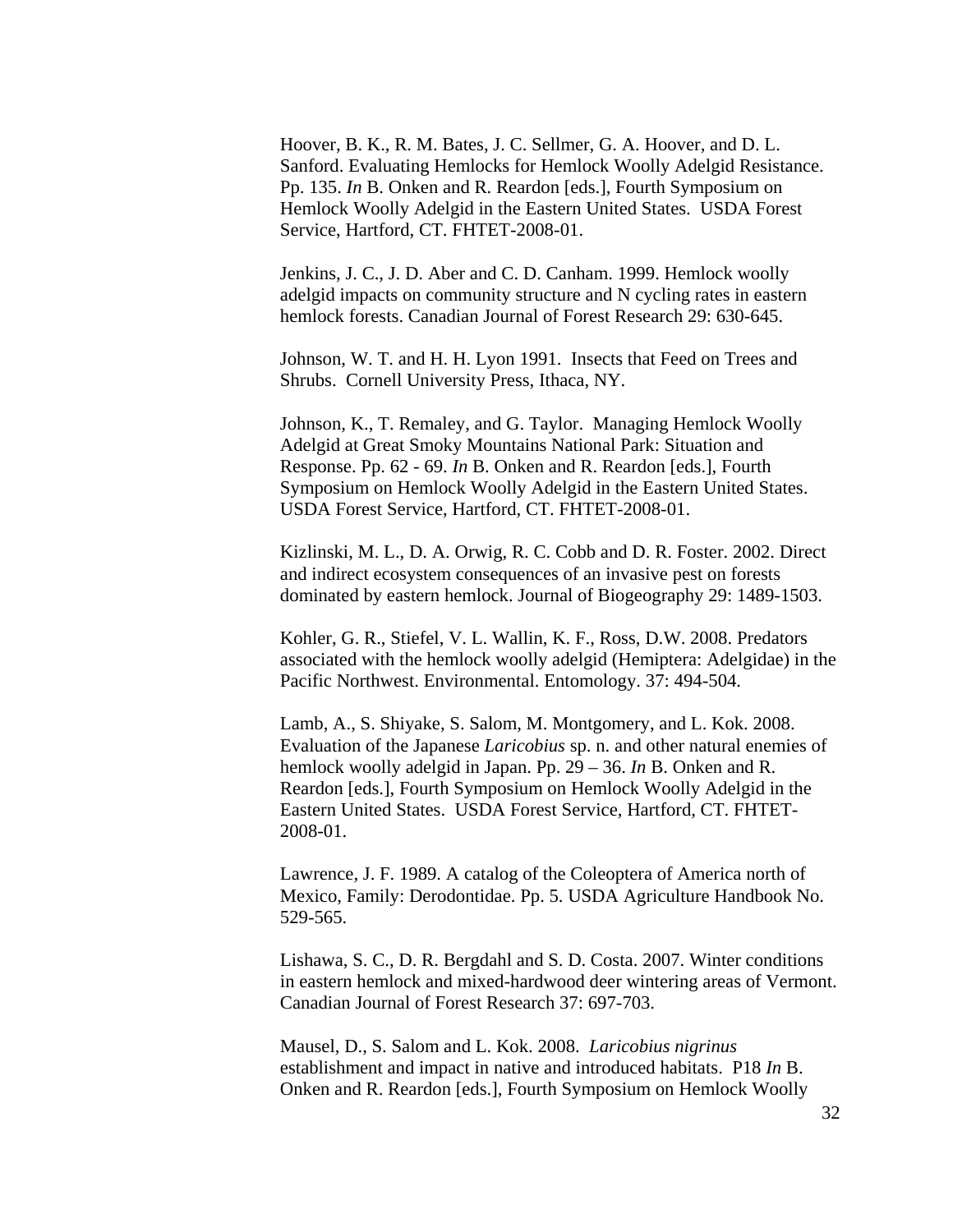Hoover, B. K., R. M. Bates, J. C. Sellmer, G. A. Hoover, and D. L. Sanford. Evaluating Hemlocks for Hemlock Woolly Adelgid Resistance. Pp. 135. *In* B. Onken and R. Reardon [eds.], Fourth Symposium on Hemlock Woolly Adelgid in the Eastern United States. USDA Forest Service, Hartford, CT. FHTET-2008-01.

Jenkins, J. C., J. D. Aber and C. D. Canham. 1999. Hemlock woolly adelgid impacts on community structure and N cycling rates in eastern hemlock forests. Canadian Journal of Forest Research 29: 630-645.

Johnson, W. T. and H. H. Lyon 1991. Insects that Feed on Trees and Shrubs. Cornell University Press, Ithaca, NY.

Johnson, K., T. Remaley, and G. Taylor. Managing Hemlock Woolly Adelgid at Great Smoky Mountains National Park: Situation and Response. Pp. 62 - 69. *In* B. Onken and R. Reardon [eds.], Fourth Symposium on Hemlock Woolly Adelgid in the Eastern United States. USDA Forest Service, Hartford, CT. FHTET-2008-01.

Kizlinski, M. L., D. A. Orwig, R. C. Cobb and D. R. Foster. 2002. Direct and indirect ecosystem consequences of an invasive pest on forests dominated by eastern hemlock. Journal of Biogeography 29: 1489-1503.

Kohler, G. R., Stiefel, V. L. Wallin, K. F., Ross, D.W. 2008. Predators associated with the hemlock woolly adelgid (Hemiptera: Adelgidae) in the Pacific Northwest. Environmental. Entomology. 37: 494-504.

Lamb, A., S. Shiyake, S. Salom, M. Montgomery, and L. Kok. 2008. Evaluation of the Japanese *Laricobius* sp. n. and other natural enemies of hemlock woolly adelgid in Japan. Pp. 29 – 36. *In* B. Onken and R. Reardon [eds.], Fourth Symposium on Hemlock Woolly Adelgid in the Eastern United States. USDA Forest Service, Hartford, CT. FHTET-2008-01.

Lawrence, J. F. 1989. A catalog of the Coleoptera of America north of Mexico, Family: Derodontidae. Pp. 5. USDA Agriculture Handbook No. 529-565.

Lishawa, S. C., D. R. Bergdahl and S. D. Costa. 2007. Winter conditions in eastern hemlock and mixed-hardwood deer wintering areas of Vermont. Canadian Journal of Forest Research 37: 697-703.

Mausel, D., S. Salom and L. Kok. 2008. *Laricobius nigrinus* establishment and impact in native and introduced habitats. P18 *In* B. Onken and R. Reardon [eds.], Fourth Symposium on Hemlock Woolly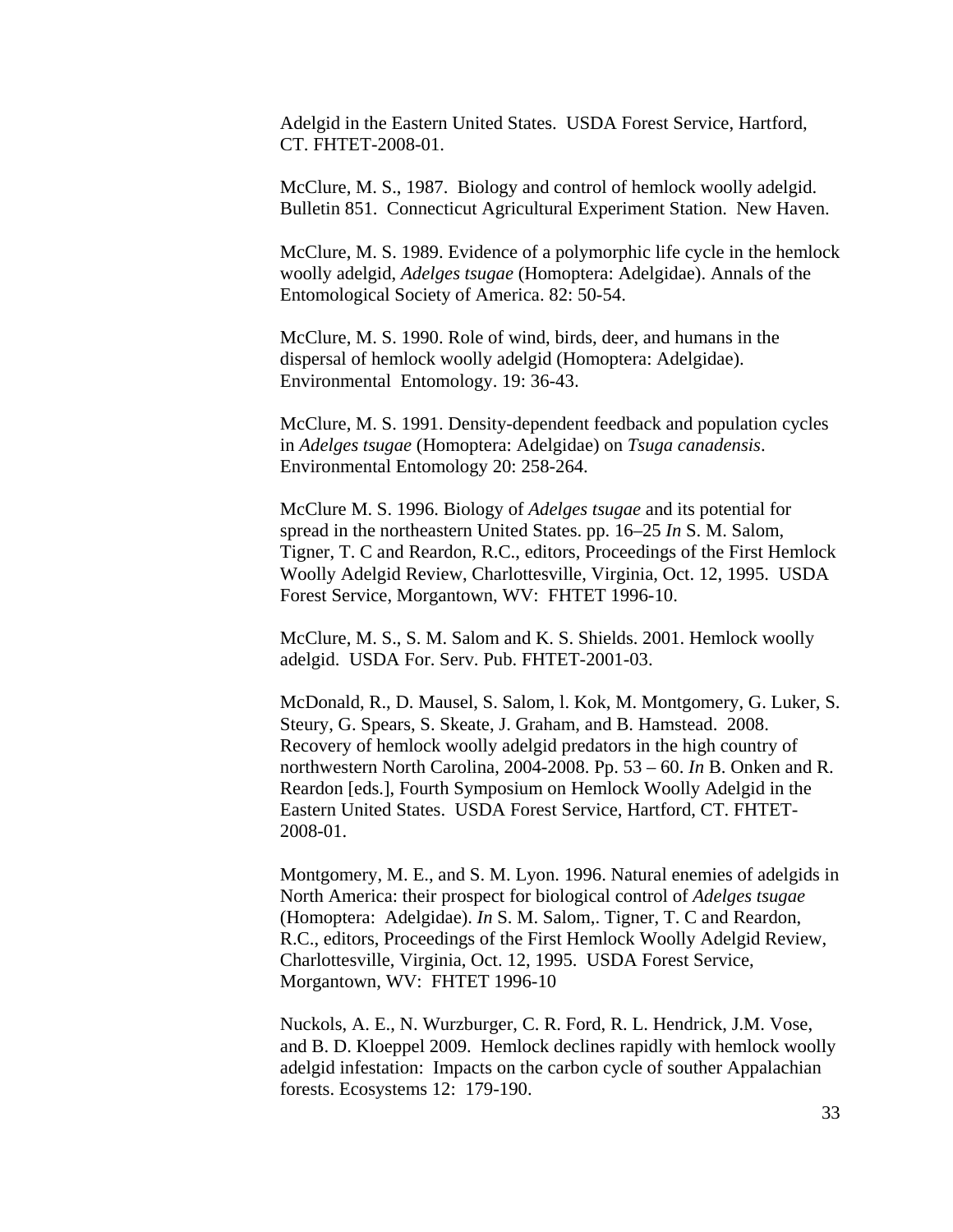Adelgid in the Eastern United States. USDA Forest Service, Hartford, CT. FHTET-2008-01.

McClure, M. S., 1987. Biology and control of hemlock woolly adelgid. Bulletin 851. Connecticut Agricultural Experiment Station. New Haven.

McClure, M. S. 1989. Evidence of a polymorphic life cycle in the hemlock woolly adelgid, *Adelges tsugae* (Homoptera: Adelgidae). Annals of the Entomological Society of America. 82: 50-54.

McClure, M. S. 1990. Role of wind, birds, deer, and humans in the dispersal of hemlock woolly adelgid (Homoptera: Adelgidae). Environmental Entomology. 19: 36-43.

McClure, M. S. 1991. Density-dependent feedback and population cycles in *Adelges tsugae* (Homoptera: Adelgidae) on *Tsuga canadensis*. Environmental Entomology 20: 258-264.

McClure M. S. 1996. Biology of *Adelges tsugae* and its potential for spread in the northeastern United States. pp. 16–25 *In* S. M. Salom, Tigner, T. C and Reardon, R.C., editors, Proceedings of the First Hemlock Woolly Adelgid Review, Charlottesville, Virginia, Oct. 12, 1995. USDA Forest Service, Morgantown, WV: FHTET 1996-10.

McClure, M. S., S. M. Salom and K. S. Shields. 2001. Hemlock woolly adelgid. USDA For. Serv. Pub. FHTET-2001-03.

McDonald, R., D. Mausel, S. Salom, l. Kok, M. Montgomery, G. Luker, S. Steury, G. Spears, S. Skeate, J. Graham, and B. Hamstead. 2008. Recovery of hemlock woolly adelgid predators in the high country of northwestern North Carolina, 2004-2008. Pp. 53 – 60. *In* B. Onken and R. Reardon [eds.], Fourth Symposium on Hemlock Woolly Adelgid in the Eastern United States. USDA Forest Service, Hartford, CT. FHTET-2008-01.

Montgomery, M. E., and S. M. Lyon. 1996. Natural enemies of adelgids in North America: their prospect for biological control of *Adelges tsugae* (Homoptera: Adelgidae). *In* S. M. Salom,. Tigner, T. C and Reardon, R.C., editors, Proceedings of the First Hemlock Woolly Adelgid Review, Charlottesville, Virginia, Oct. 12, 1995. USDA Forest Service, Morgantown, WV: FHTET 1996-10

Nuckols, A. E., N. Wurzburger, C. R. Ford, R. L. Hendrick, J.M. Vose, and B. D. Kloeppel 2009. Hemlock declines rapidly with hemlock woolly adelgid infestation: Impacts on the carbon cycle of souther Appalachian forests. Ecosystems 12: 179-190.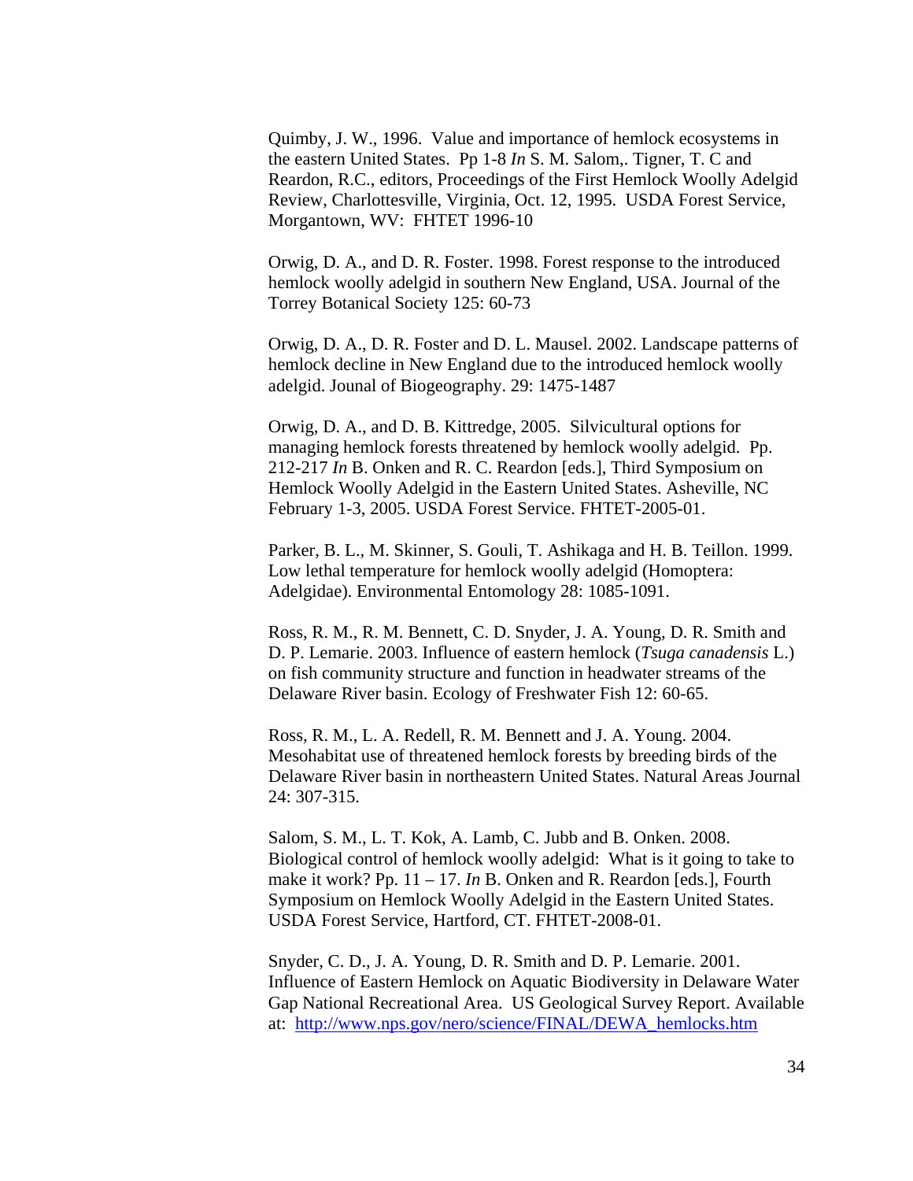Quimby, J. W., 1996. Value and importance of hemlock ecosystems in the eastern United States. Pp 1-8 *In* S. M. Salom,. Tigner, T. C and Reardon, R.C., editors, Proceedings of the First Hemlock Woolly Adelgid Review, Charlottesville, Virginia, Oct. 12, 1995. USDA Forest Service, Morgantown, WV: FHTET 1996-10

Orwig, D. A., and D. R. Foster. 1998. Forest response to the introduced hemlock woolly adelgid in southern New England, USA. Journal of the Torrey Botanical Society 125: 60-73

Orwig, D. A., D. R. Foster and D. L. Mausel. 2002. Landscape patterns of hemlock decline in New England due to the introduced hemlock woolly adelgid. Jounal of Biogeography. 29: 1475-1487

Orwig, D. A., and D. B. Kittredge, 2005. Silvicultural options for managing hemlock forests threatened by hemlock woolly adelgid. Pp. 212-217 *In* B. Onken and R. C. Reardon [eds.], Third Symposium on Hemlock Woolly Adelgid in the Eastern United States. Asheville, NC February 1-3, 2005. USDA Forest Service. FHTET-2005-01.

Parker, B. L., M. Skinner, S. Gouli, T. Ashikaga and H. B. Teillon. 1999. Low lethal temperature for hemlock woolly adelgid (Homoptera: Adelgidae). Environmental Entomology 28: 1085-1091.

Ross, R. M., R. M. Bennett, C. D. Snyder, J. A. Young, D. R. Smith and D. P. Lemarie. 2003. Influence of eastern hemlock (*Tsuga canadensis* L.) on fish community structure and function in headwater streams of the Delaware River basin. Ecology of Freshwater Fish 12: 60-65.

Ross, R. M., L. A. Redell, R. M. Bennett and J. A. Young. 2004. Mesohabitat use of threatened hemlock forests by breeding birds of the Delaware River basin in northeastern United States. Natural Areas Journal 24: 307-315.

Salom, S. M., L. T. Kok, A. Lamb, C. Jubb and B. Onken. 2008. Biological control of hemlock woolly adelgid: What is it going to take to make it work? Pp. 11 – 17. *In* B. Onken and R. Reardon [eds.], Fourth Symposium on Hemlock Woolly Adelgid in the Eastern United States. USDA Forest Service, Hartford, CT. FHTET-2008-01.

Snyder, C. D., J. A. Young, D. R. Smith and D. P. Lemarie. 2001. Influence of Eastern Hemlock on Aquatic Biodiversity in Delaware Water Gap National Recreational Area. US Geological Survey Report. Available at: http://www.nps.gov/nero/science/FINAL/DEWA_hemlocks.htm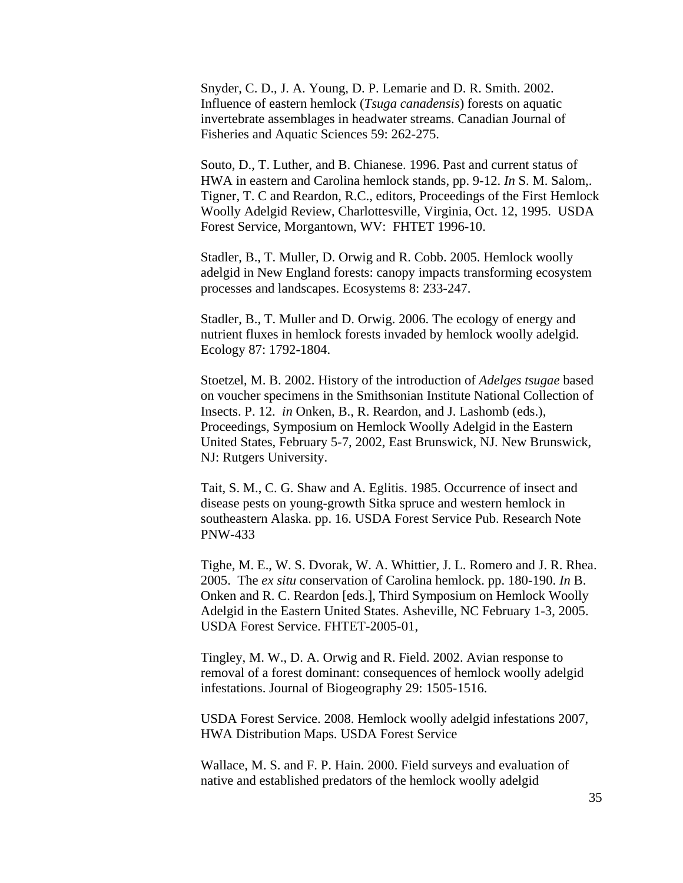Snyder, C. D., J. A. Young, D. P. Lemarie and D. R. Smith. 2002. Influence of eastern hemlock (*Tsuga canadensis*) forests on aquatic invertebrate assemblages in headwater streams. Canadian Journal of Fisheries and Aquatic Sciences 59: 262-275.

Souto, D., T. Luther, and B. Chianese. 1996. Past and current status of HWA in eastern and Carolina hemlock stands, pp. 9-12. *In* S. M. Salom,. Tigner, T. C and Reardon, R.C., editors, Proceedings of the First Hemlock Woolly Adelgid Review, Charlottesville, Virginia, Oct. 12, 1995. USDA Forest Service, Morgantown, WV: FHTET 1996-10.

Stadler, B., T. Muller, D. Orwig and R. Cobb. 2005. Hemlock woolly adelgid in New England forests: canopy impacts transforming ecosystem processes and landscapes. Ecosystems 8: 233-247.

Stadler, B., T. Muller and D. Orwig. 2006. The ecology of energy and nutrient fluxes in hemlock forests invaded by hemlock woolly adelgid. Ecology 87: 1792-1804.

Stoetzel, M. B. 2002. History of the introduction of *Adelges tsugae* based on voucher specimens in the Smithsonian Institute National Collection of Insects. P. 12. *in* Onken, B., R. Reardon, and J. Lashomb (eds.), Proceedings, Symposium on Hemlock Woolly Adelgid in the Eastern United States, February 5-7, 2002, East Brunswick, NJ. New Brunswick, NJ: Rutgers University.

Tait, S. M., C. G. Shaw and A. Eglitis. 1985. Occurrence of insect and disease pests on young-growth Sitka spruce and western hemlock in southeastern Alaska. pp. 16. USDA Forest Service Pub. Research Note PNW-433

Tighe, M. E., W. S. Dvorak, W. A. Whittier, J. L. Romero and J. R. Rhea. 2005. The *ex situ* conservation of Carolina hemlock. pp. 180-190. *In* B. Onken and R. C. Reardon [eds.], Third Symposium on Hemlock Woolly Adelgid in the Eastern United States. Asheville, NC February 1-3, 2005. USDA Forest Service. FHTET-2005-01,

Tingley, M. W., D. A. Orwig and R. Field. 2002. Avian response to removal of a forest dominant: consequences of hemlock woolly adelgid infestations. Journal of Biogeography 29: 1505-1516.

USDA Forest Service. 2008. Hemlock woolly adelgid infestations 2007, HWA Distribution Maps. USDA Forest Service

Wallace, M. S. and F. P. Hain. 2000. Field surveys and evaluation of native and established predators of the hemlock woolly adelgid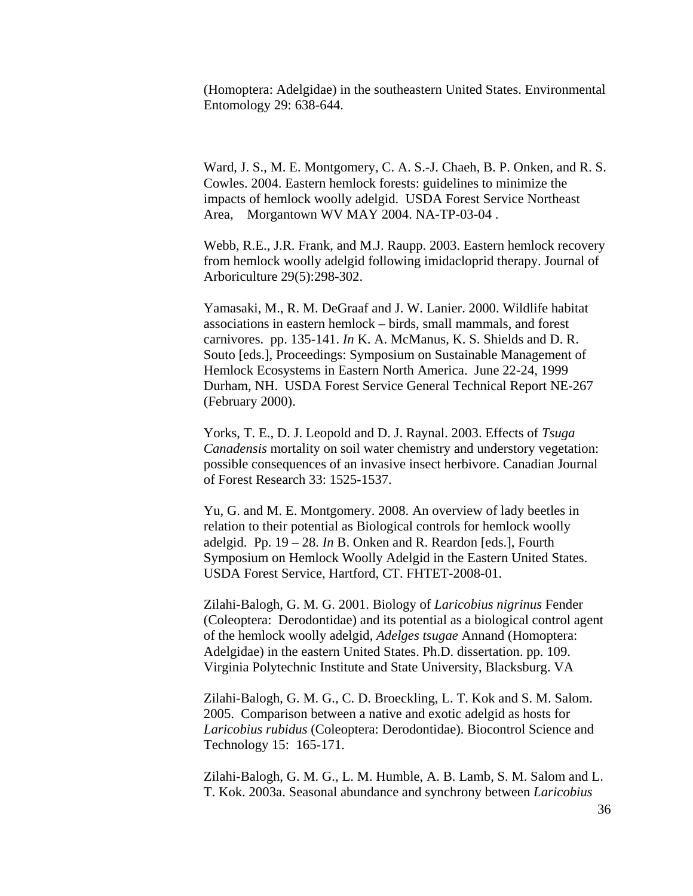(Homoptera: Adelgidae) in the southeastern United States. Environmental Entomology 29: 638-644.

Ward, J. S., M. E. Montgomery, C. A. S.-J. Chaeh, B. P. Onken, and R. S. Cowles. 2004. Eastern hemlock forests: guidelines to minimize the impacts of hemlock woolly adelgid. USDA Forest Service Northeast Area, Morgantown WV MAY 2004. NA-TP-03-04 .

Webb, R.E., J.R. Frank, and M.J. Raupp. 2003. Eastern hemlock recovery from hemlock woolly adelgid following imidacloprid therapy. Journal of Arboriculture 29(5):298-302.

Yamasaki, M., R. M. DeGraaf and J. W. Lanier. 2000. Wildlife habitat associations in eastern hemlock – birds, small mammals, and forest carnivores. pp. 135-141. *In* K. A. McManus, K. S. Shields and D. R. Souto [eds.], Proceedings: Symposium on Sustainable Management of Hemlock Ecosystems in Eastern North America. June 22-24, 1999 Durham, NH. USDA Forest Service General Technical Report NE-267 (February 2000).

Yorks, T. E., D. J. Leopold and D. J. Raynal. 2003. Effects of *Tsuga Canadensis* mortality on soil water chemistry and understory vegetation: possible consequences of an invasive insect herbivore. Canadian Journal of Forest Research 33: 1525-1537.

Yu, G. and M. E. Montgomery. 2008. An overview of lady beetles in relation to their potential as Biological controls for hemlock woolly adelgid. Pp. 19 – 28. *In* B. Onken and R. Reardon [eds.], Fourth Symposium on Hemlock Woolly Adelgid in the Eastern United States. USDA Forest Service, Hartford, CT. FHTET-2008-01.

Zilahi-Balogh, G. M. G. 2001. Biology of *Laricobius nigrinus* Fender (Coleoptera: Derodontidae) and its potential as a biological control agent of the hemlock woolly adelgid, *Adelges tsugae* Annand (Homoptera: Adelgidae) in the eastern United States. Ph.D. dissertation. pp. 109. Virginia Polytechnic Institute and State University, Blacksburg. VA

Zilahi-Balogh, G. M. G., C. D. Broeckling, L. T. Kok and S. M. Salom. 2005. Comparison between a native and exotic adelgid as hosts for *Laricobius rubidus* (Coleoptera: Derodontidae). Biocontrol Science and Technology 15: 165-171.

Zilahi-Balogh, G. M. G., L. M. Humble, A. B. Lamb, S. M. Salom and L. T. Kok. 2003a. Seasonal abundance and synchrony between *Laricobius*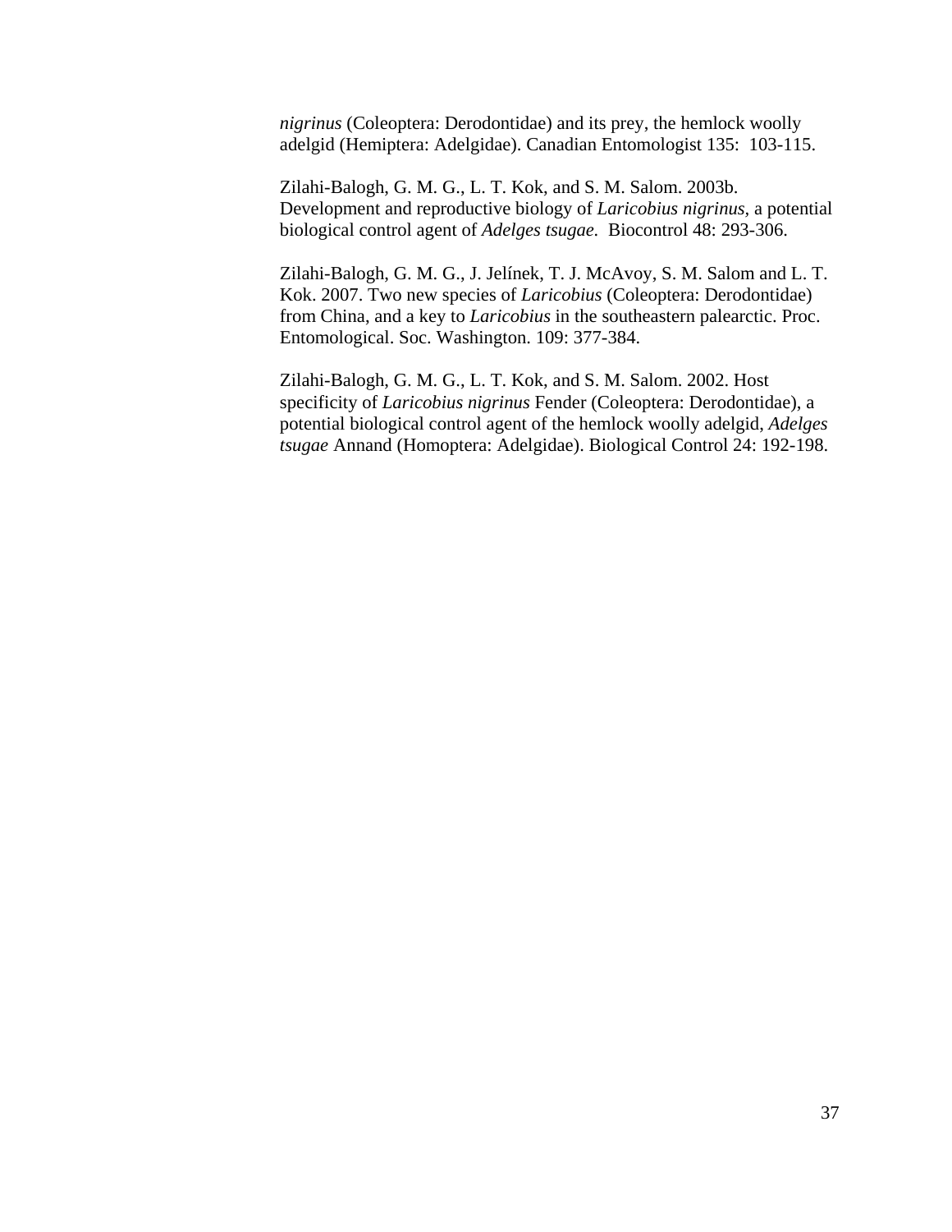*nigrinus* (Coleoptera: Derodontidae) and its prey, the hemlock woolly adelgid (Hemiptera: Adelgidae). Canadian Entomologist 135: 103-115.

Zilahi-Balogh, G. M. G., L. T. Kok, and S. M. Salom. 2003b. Development and reproductive biology of *Laricobius nigrinus*, a potential biological control agent of *Adelges tsugae*. Biocontrol 48: 293-306.

Zilahi-Balogh, G. M. G., J. Jelínek, T. J. McAvoy, S. M. Salom and L. T. Kok. 2007. Two new species of *Laricobius* (Coleoptera: Derodontidae) from China, and a key to *Laricobius* in the southeastern palearctic. Proc. Entomological. Soc. Washington. 109: 377-384.

Zilahi-Balogh, G. M. G., L. T. Kok, and S. M. Salom. 2002. Host specificity of *Laricobius nigrinus* Fender (Coleoptera: Derodontidae), a potential biological control agent of the hemlock woolly adelgid, *Adelges tsugae* Annand (Homoptera: Adelgidae). Biological Control 24: 192-198.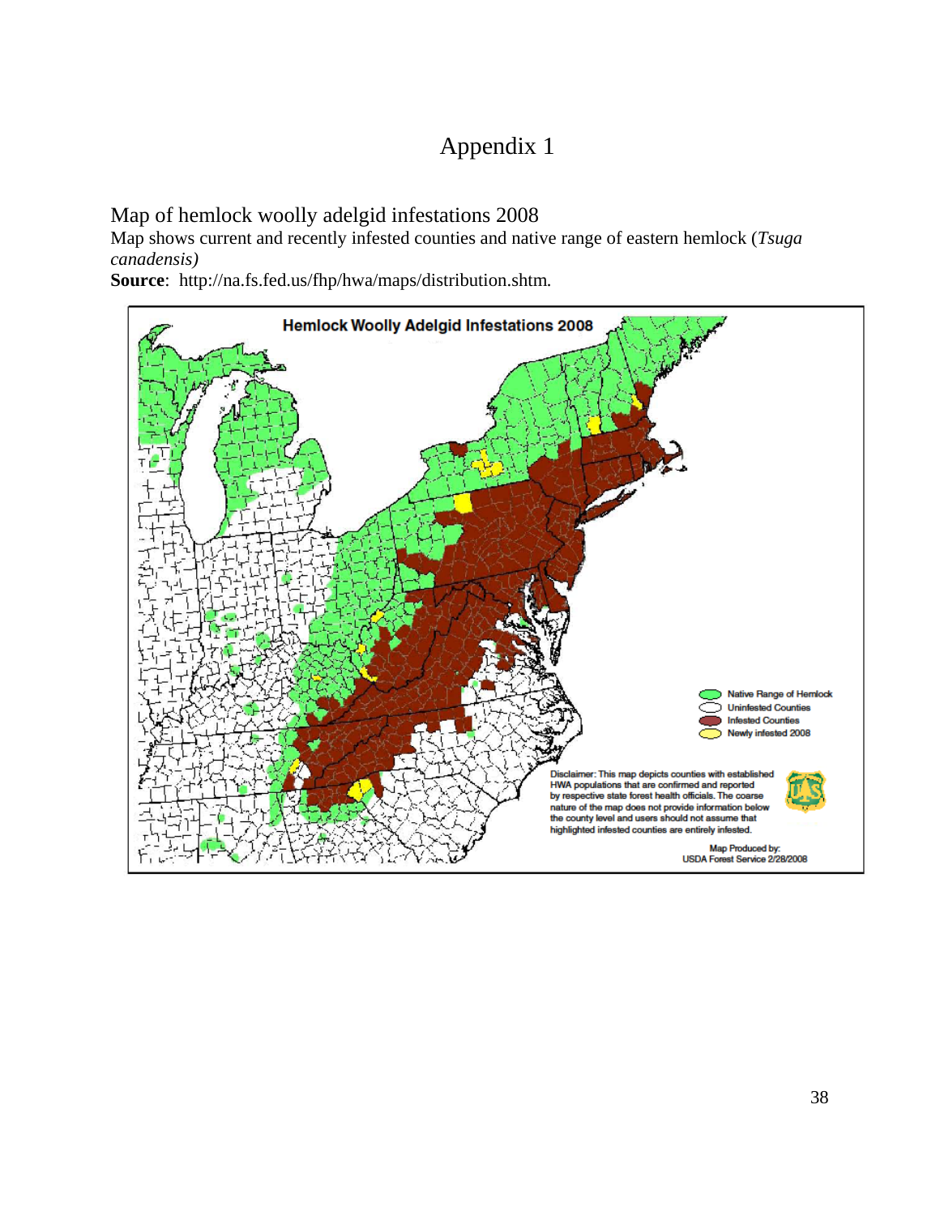# Appendix 1

## Map of hemlock woolly adelgid infestations 2008

Map shows current and recently infested counties and native range of eastern hemlock (*Tsuga canadensis)*

**Source**: http://na.fs.fed.us/fhp/hwa/maps/distribution.shtm.

Hemlock Woolly Adelgid Infestations 2008

Native Range of Hemlock
Uninfested Counties
Infested Counties
Newly infested 2008

Disclaimer: This map depicts counties with established HWA populations that are confirmed and reported by respective state forest health officials. The coarse nature of the map does not provide information below the county level and users should not assume that highlighted infested counties are entirely infested.

Map Produced by:
USDA Forest Service 2/28/2008